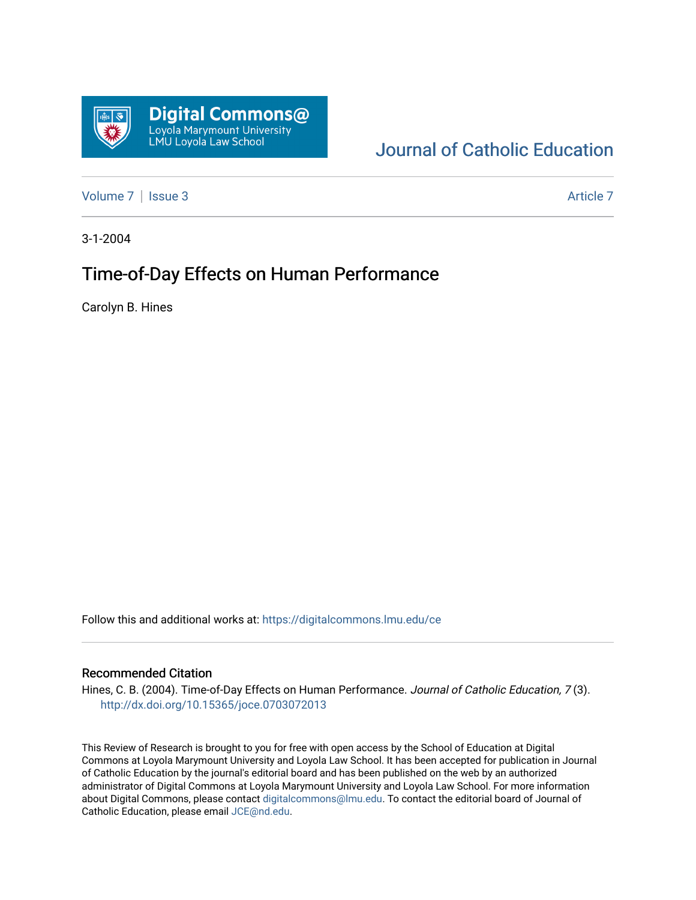Digital Commons@
Loyola Marymount University
LMU Loyola Law School

Journal of Catholic Education

Volume 7 | Issue 3 Article 7

3-1-2004

# Time-of-Day Effects on Human Performance

Carolyn B. Hines

Follow this and additional works at: https://digitalcommons.lmu.edu/ce

## Recommended Citation

Hines, C. B. (2004). Time-of-Day Effects on Human Performance. *Journal of Catholic Education, 7* (3). http://dx.doi.org/10.15365/joce.0703072013

This Review of Research is brought to you for free with open access by the School of Education at Digital Commons at Loyola Marymount University and Loyola Law School. It has been accepted for publication in Journal of Catholic Education by the journal's editorial board and has been published on the web by an authorized administrator of Digital Commons at Loyola Marymount University and Loyola Law School. For more information about Digital Commons, please contact digitalcommons@lmu.edu. To contact the editorial board of Journal of Catholic Education, please email JCE@nd.edu.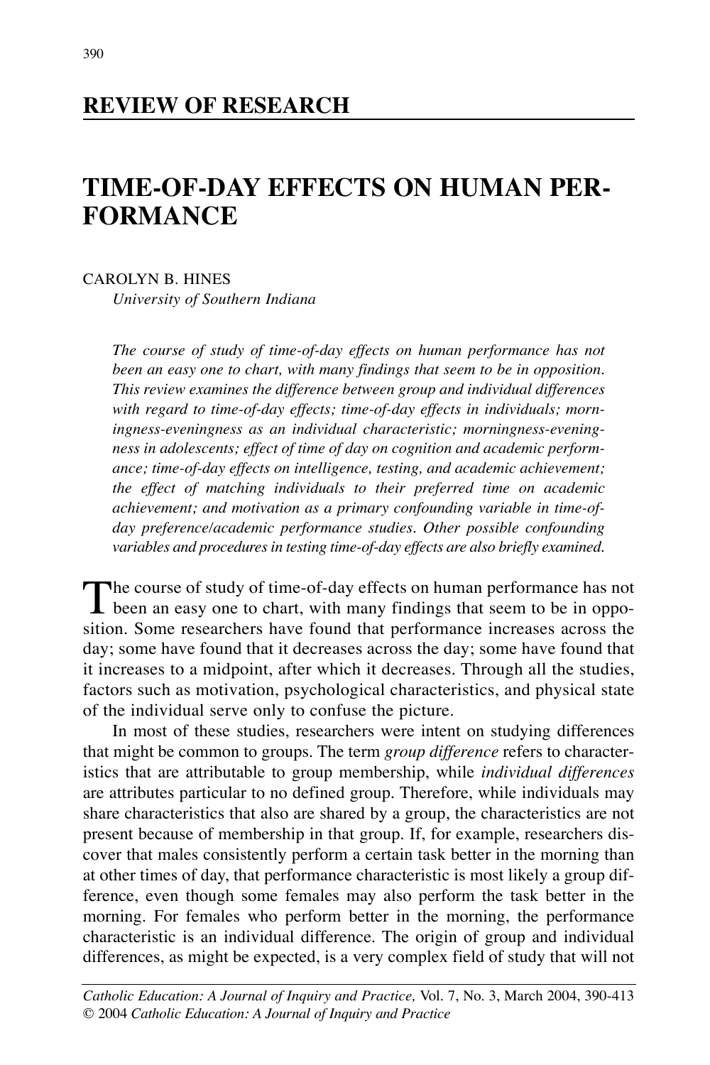## REVIEW OF RESEARCH

# TIME-OF-DAY EFFECTS ON HUMAN PERFORMANCE

CAROLYN B. HINES
*University of Southern Indiana*

*The course of study of time-of-day effects on human performance has not been an easy one to chart, with many findings that seem to be in opposition. This review examines the difference between group and individual differences with regard to time-of-day effects; time-of-day effects in individuals; morningness-eveningness as an individual characteristic; morningness-eveningness in adolescents; effect of time of day on cognition and academic performance; time-of-day effects on intelligence, testing, and academic achievement; the effect of matching individuals to their preferred time on academic achievement; and motivation as a primary confounding variable in time-of-day preference/academic performance studies. Other possible confounding variables and procedures in testing time-of-day effects are also briefly examined.*

The course of study of time-of-day effects on human performance has not been an easy one to chart, with many findings that seem to be in opposition. Some researchers have found that performance increases across the day; some have found that it decreases across the day; some have found that it increases to a midpoint, after which it decreases. Through all the studies, factors such as motivation, psychological characteristics, and physical state of the individual serve only to confuse the picture.

In most of these studies, researchers were intent on studying differences that might be common to groups. The term *group difference* refers to characteristics that are attributable to group membership, while *individual differences* are attributes particular to no defined group. Therefore, while individuals may share characteristics that also are shared by a group, the characteristics are not present because of membership in that group. If, for example, researchers discover that males consistently perform a certain task better in the morning than at other times of day, that performance characteristic is most likely a group difference, even though some females may also perform the task better in the morning. For females who perform better in the morning, the performance characteristic is an individual difference. The origin of group and individual differences, as might be expected, is a very complex field of study that will not

*Catholic Education: A Journal of Inquiry and Practice,* Vol. 7, No. 3, March 2004, 390-413
© 2004 *Catholic Education: A Journal of Inquiry and Practice*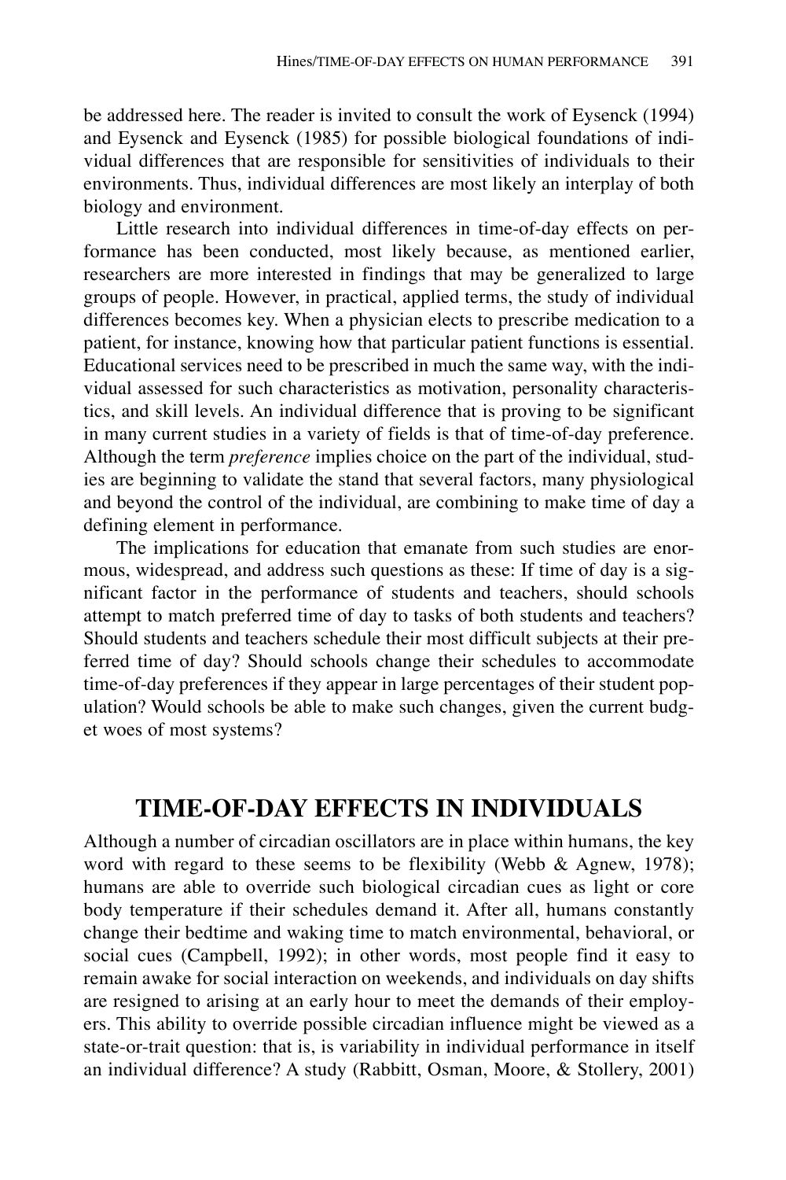be addressed here. The reader is invited to consult the work of Eysenck (1994) and Eysenck and Eysenck (1985) for possible biological foundations of individual differences that are responsible for sensitivities of individuals to their environments. Thus, individual differences are most likely an interplay of both biology and environment.

Little research into individual differences in time-of-day effects on performance has been conducted, most likely because, as mentioned earlier, researchers are more interested in findings that may be generalized to large groups of people. However, in practical, applied terms, the study of individual differences becomes key. When a physician elects to prescribe medication to a patient, for instance, knowing how that particular patient functions is essential. Educational services need to be prescribed in much the same way, with the individual assessed for such characteristics as motivation, personality characteristics, and skill levels. An individual difference that is proving to be significant in many current studies in a variety of fields is that of time-of-day preference. Although the term *preference* implies choice on the part of the individual, studies are beginning to validate the stand that several factors, many physiological and beyond the control of the individual, are combining to make time of day a defining element in performance.

The implications for education that emanate from such studies are enormous, widespread, and address such questions as these: If time of day is a significant factor in the performance of students and teachers, should schools attempt to match preferred time of day to tasks of both students and teachers? Should students and teachers schedule their most difficult subjects at their preferred time of day? Should schools change their schedules to accommodate time-of-day preferences if they appear in large percentages of their student population? Would schools be able to make such changes, given the current budget woes of most systems?

## TIME-OF-DAY EFFECTS IN INDIVIDUALS

Although a number of circadian oscillators are in place within humans, the key word with regard to these seems to be flexibility (Webb & Agnew, 1978); humans are able to override such biological circadian cues as light or core body temperature if their schedules demand it. After all, humans constantly change their bedtime and waking time to match environmental, behavioral, or social cues (Campbell, 1992); in other words, most people find it easy to remain awake for social interaction on weekends, and individuals on day shifts are resigned to arising at an early hour to meet the demands of their employers. This ability to override possible circadian influence might be viewed as a state-or-trait question: that is, is variability in individual performance in itself an individual difference? A study (Rabbitt, Osman, Moore, & Stollery, 2001)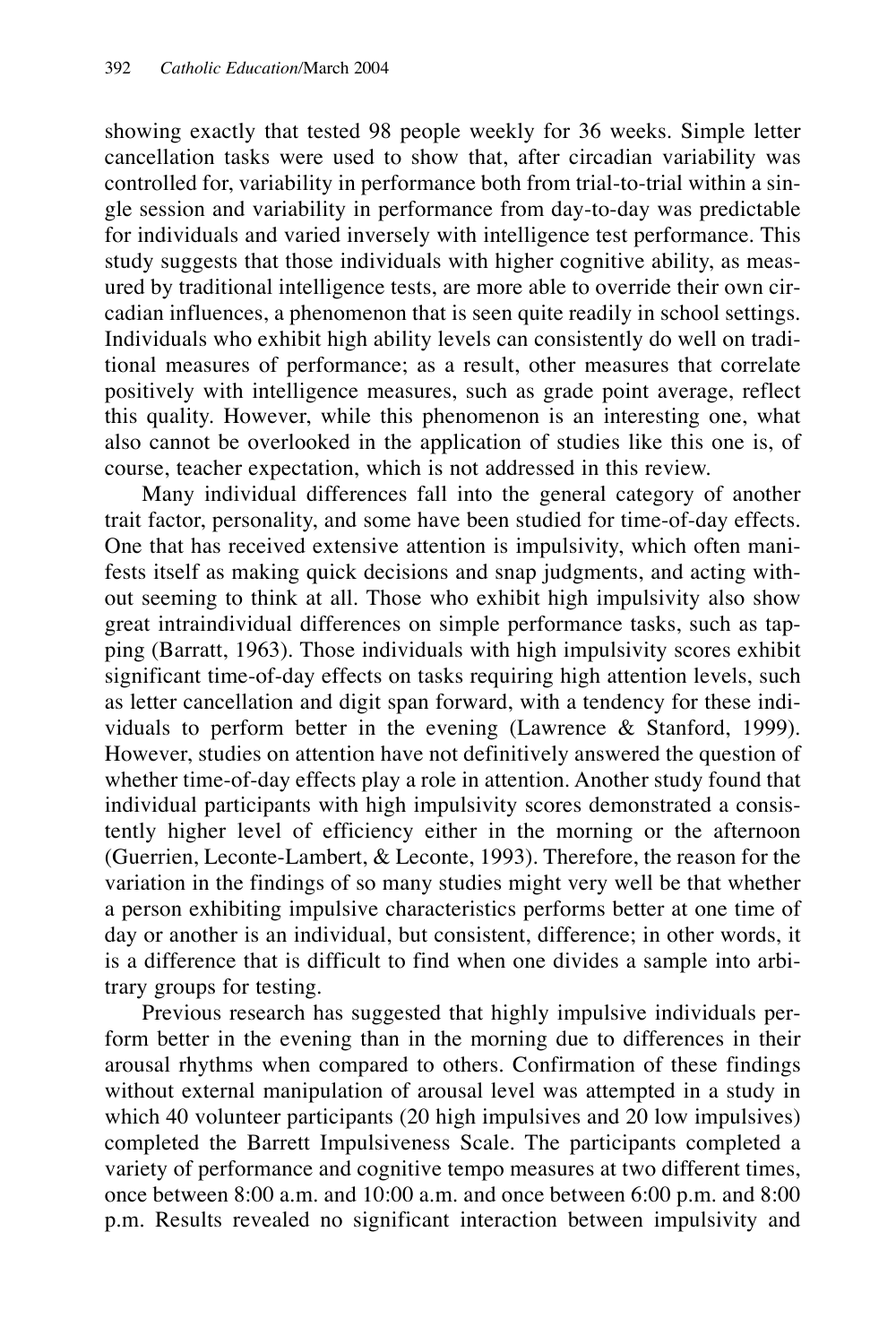showing exactly that tested 98 people weekly for 36 weeks. Simple letter cancellation tasks were used to show that, after circadian variability was controlled for, variability in performance both from trial-to-trial within a single session and variability in performance from day-to-day was predictable for individuals and varied inversely with intelligence test performance. This study suggests that those individuals with higher cognitive ability, as measured by traditional intelligence tests, are more able to override their own circadian influences, a phenomenon that is seen quite readily in school settings. Individuals who exhibit high ability levels can consistently do well on traditional measures of performance; as a result, other measures that correlate positively with intelligence measures, such as grade point average, reflect this quality. However, while this phenomenon is an interesting one, what also cannot be overlooked in the application of studies like this one is, of course, teacher expectation, which is not addressed in this review.

Many individual differences fall into the general category of another trait factor, personality, and some have been studied for time-of-day effects. One that has received extensive attention is impulsivity, which often manifests itself as making quick decisions and snap judgments, and acting without seeming to think at all. Those who exhibit high impulsivity also show great intraindividual differences on simple performance tasks, such as tapping (Barratt, 1963). Those individuals with high impulsivity scores exhibit significant time-of-day effects on tasks requiring high attention levels, such as letter cancellation and digit span forward, with a tendency for these individuals to perform better in the evening (Lawrence & Stanford, 1999). However, studies on attention have not definitively answered the question of whether time-of-day effects play a role in attention. Another study found that individual participants with high impulsivity scores demonstrated a consistently higher level of efficiency either in the morning or the afternoon (Guerrien, Leconte-Lambert, & Leconte, 1993). Therefore, the reason for the variation in the findings of so many studies might very well be that whether a person exhibiting impulsive characteristics performs better at one time of day or another is an individual, but consistent, difference; in other words, it is a difference that is difficult to find when one divides a sample into arbitrary groups for testing.

Previous research has suggested that highly impulsive individuals perform better in the evening than in the morning due to differences in their arousal rhythms when compared to others. Confirmation of these findings without external manipulation of arousal level was attempted in a study in which 40 volunteer participants (20 high impulsives and 20 low impulsives) completed the Barrett Impulsiveness Scale. The participants completed a variety of performance and cognitive tempo measures at two different times, once between 8:00 a.m. and 10:00 a.m. and once between 6:00 p.m. and 8:00 p.m. Results revealed no significant interaction between impulsivity and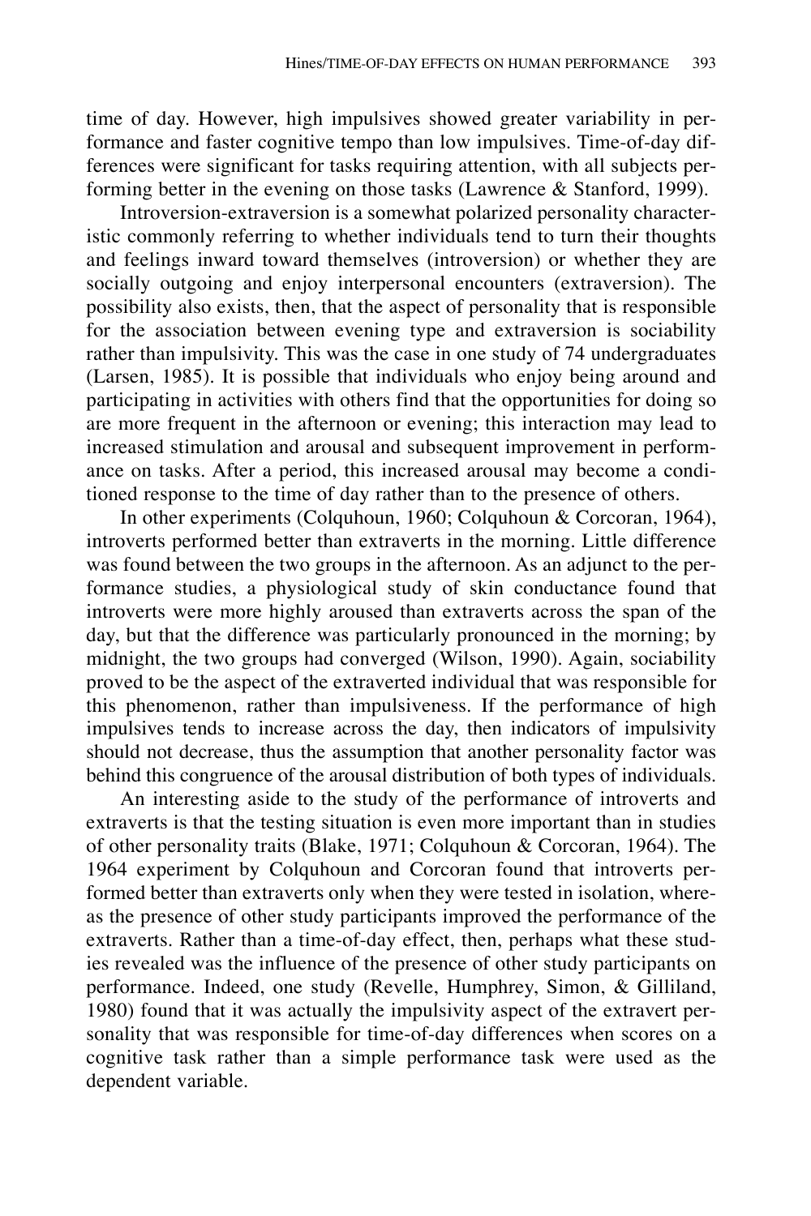time of day. However, high impulsives showed greater variability in performance and faster cognitive tempo than low impulsives. Time-of-day differences were significant for tasks requiring attention, with all subjects performing better in the evening on those tasks (Lawrence & Stanford, 1999).

Introversion-extraversion is a somewhat polarized personality characteristic commonly referring to whether individuals tend to turn their thoughts and feelings inward toward themselves (introversion) or whether they are socially outgoing and enjoy interpersonal encounters (extraversion). The possibility also exists, then, that the aspect of personality that is responsible for the association between evening type and extraversion is sociability rather than impulsivity. This was the case in one study of 74 undergraduates (Larsen, 1985). It is possible that individuals who enjoy being around and participating in activities with others find that the opportunities for doing so are more frequent in the afternoon or evening; this interaction may lead to increased stimulation and arousal and subsequent improvement in performance on tasks. After a period, this increased arousal may become a conditioned response to the time of day rather than to the presence of others.

In other experiments (Colquhoun, 1960; Colquhoun & Corcoran, 1964), introverts performed better than extraverts in the morning. Little difference was found between the two groups in the afternoon. As an adjunct to the performance studies, a physiological study of skin conductance found that introverts were more highly aroused than extraverts across the span of the day, but that the difference was particularly pronounced in the morning; by midnight, the two groups had converged (Wilson, 1990). Again, sociability proved to be the aspect of the extraverted individual that was responsible for this phenomenon, rather than impulsiveness. If the performance of high impulsives tends to increase across the day, then indicators of impulsivity should not decrease, thus the assumption that another personality factor was behind this congruence of the arousal distribution of both types of individuals.

An interesting aside to the study of the performance of introverts and extraverts is that the testing situation is even more important than in studies of other personality traits (Blake, 1971; Colquhoun & Corcoran, 1964). The 1964 experiment by Colquhoun and Corcoran found that introverts performed better than extraverts only when they were tested in isolation, whereas the presence of other study participants improved the performance of the extraverts. Rather than a time-of-day effect, then, perhaps what these studies revealed was the influence of the presence of other study participants on performance. Indeed, one study (Revelle, Humphrey, Simon, & Gilliland, 1980) found that it was actually the impulsivity aspect of the extravert personality that was responsible for time-of-day differences when scores on a cognitive task rather than a simple performance task were used as the dependent variable.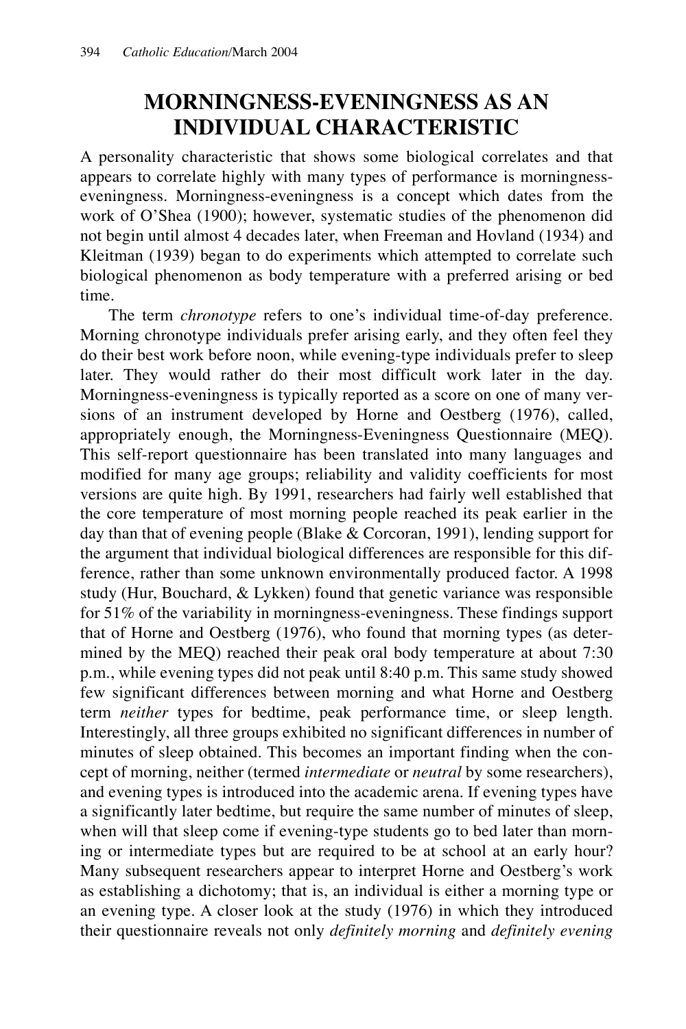## MORNINGNESS-EVENINGNESS AS AN INDIVIDUAL CHARACTERISTIC

A personality characteristic that shows some biological correlates and that appears to correlate highly with many types of performance is morningness-eveningness. Morningness-eveningness is a concept which dates from the work of O'Shea (1900); however, systematic studies of the phenomenon did not begin until almost 4 decades later, when Freeman and Hovland (1934) and Kleitman (1939) began to do experiments which attempted to correlate such biological phenomenon as body temperature with a preferred arising or bed time.

The term *chronotype* refers to one's individual time-of-day preference. Morning chronotype individuals prefer arising early, and they often feel they do their best work before noon, while evening-type individuals prefer to sleep later. They would rather do their most difficult work later in the day. Morningness-eveningness is typically reported as a score on one of many versions of an instrument developed by Horne and Oestberg (1976), called, appropriately enough, the Morningness-Eveningness Questionnaire (MEQ). This self-report questionnaire has been translated into many languages and modified for many age groups; reliability and validity coefficients for most versions are quite high. By 1991, researchers had fairly well established that the core temperature of most morning people reached its peak earlier in the day than that of evening people (Blake & Corcoran, 1991), lending support for the argument that individual biological differences are responsible for this difference, rather than some unknown environmentally produced factor. A 1998 study (Hur, Bouchard, & Lykken) found that genetic variance was responsible for 51% of the variability in morningness-eveningness. These findings support that of Horne and Oestberg (1976), who found that morning types (as determined by the MEQ) reached their peak oral body temperature at about 7:30 p.m., while evening types did not peak until 8:40 p.m. This same study showed few significant differences between morning and what Horne and Oestberg term *neither* types for bedtime, peak performance time, or sleep length. Interestingly, all three groups exhibited no significant differences in number of minutes of sleep obtained. This becomes an important finding when the concept of morning, neither (termed *intermediate* or *neutral* by some researchers), and evening types is introduced into the academic arena. If evening types have a significantly later bedtime, but require the same number of minutes of sleep, when will that sleep come if evening-type students go to bed later than morning or intermediate types but are required to be at school at an early hour? Many subsequent researchers appear to interpret Horne and Oestberg's work as establishing a dichotomy; that is, an individual is either a morning type or an evening type. A closer look at the study (1976) in which they introduced their questionnaire reveals not only *definitely morning* and *definitely evening*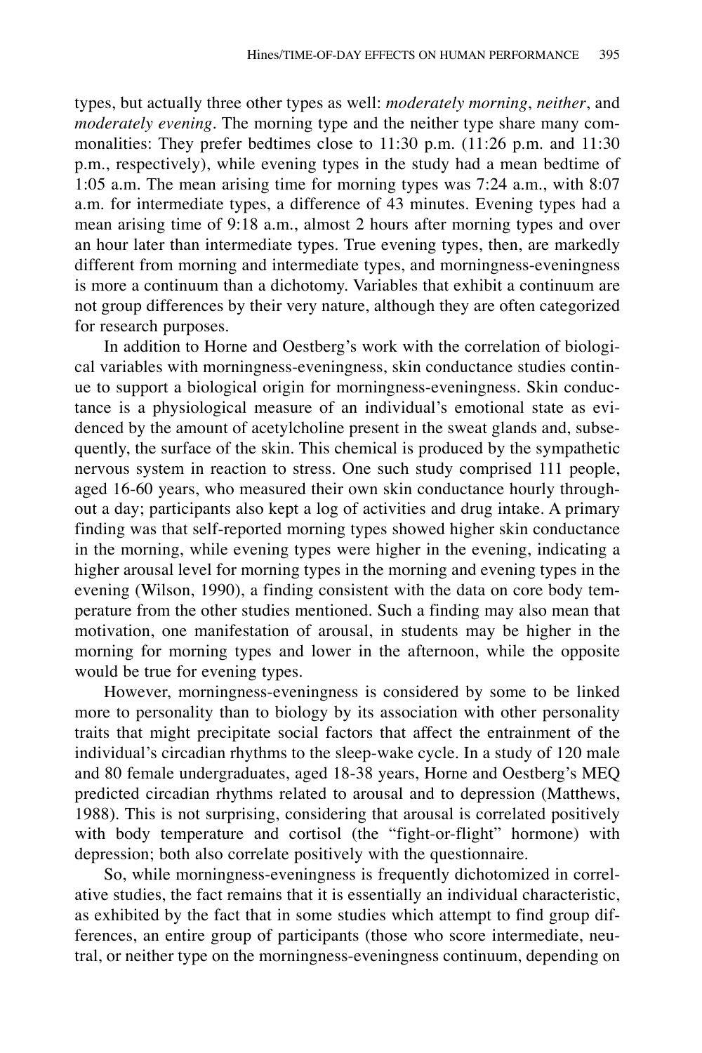types, but actually three other types as well: *moderately morning*, *neither*, and *moderately evening*. The morning type and the neither type share many commonalities: They prefer bedtimes close to 11:30 p.m. (11:26 p.m. and 11:30 p.m., respectively), while evening types in the study had a mean bedtime of 1:05 a.m. The mean arising time for morning types was 7:24 a.m., with 8:07 a.m. for intermediate types, a difference of 43 minutes. Evening types had a mean arising time of 9:18 a.m., almost 2 hours after morning types and over an hour later than intermediate types. True evening types, then, are markedly different from morning and intermediate types, and morningness-eveningness is more a continuum than a dichotomy. Variables that exhibit a continuum are not group differences by their very nature, although they are often categorized for research purposes.

In addition to Horne and Oestberg's work with the correlation of biological variables with morningness-eveningness, skin conductance studies continue to support a biological origin for morningness-eveningness. Skin conductance is a physiological measure of an individual's emotional state as evidenced by the amount of acetylcholine present in the sweat glands and, subsequently, the surface of the skin. This chemical is produced by the sympathetic nervous system in reaction to stress. One such study comprised 111 people, aged 16-60 years, who measured their own skin conductance hourly throughout a day; participants also kept a log of activities and drug intake. A primary finding was that self-reported morning types showed higher skin conductance in the morning, while evening types were higher in the evening, indicating a higher arousal level for morning types in the morning and evening types in the evening (Wilson, 1990), a finding consistent with the data on core body temperature from the other studies mentioned. Such a finding may also mean that motivation, one manifestation of arousal, in students may be higher in the morning for morning types and lower in the afternoon, while the opposite would be true for evening types.

However, morningness-eveningness is considered by some to be linked more to personality than to biology by its association with other personality traits that might precipitate social factors that affect the entrainment of the individual's circadian rhythms to the sleep-wake cycle. In a study of 120 male and 80 female undergraduates, aged 18-38 years, Horne and Oestberg's MEQ predicted circadian rhythms related to arousal and to depression (Matthews, 1988). This is not surprising, considering that arousal is correlated positively with body temperature and cortisol (the "fight-or-flight" hormone) with depression; both also correlate positively with the questionnaire.

So, while morningness-eveningness is frequently dichotomized in correlative studies, the fact remains that it is essentially an individual characteristic, as exhibited by the fact that in some studies which attempt to find group differences, an entire group of participants (those who score intermediate, neutral, or neither type on the morningness-eveningness continuum, depending on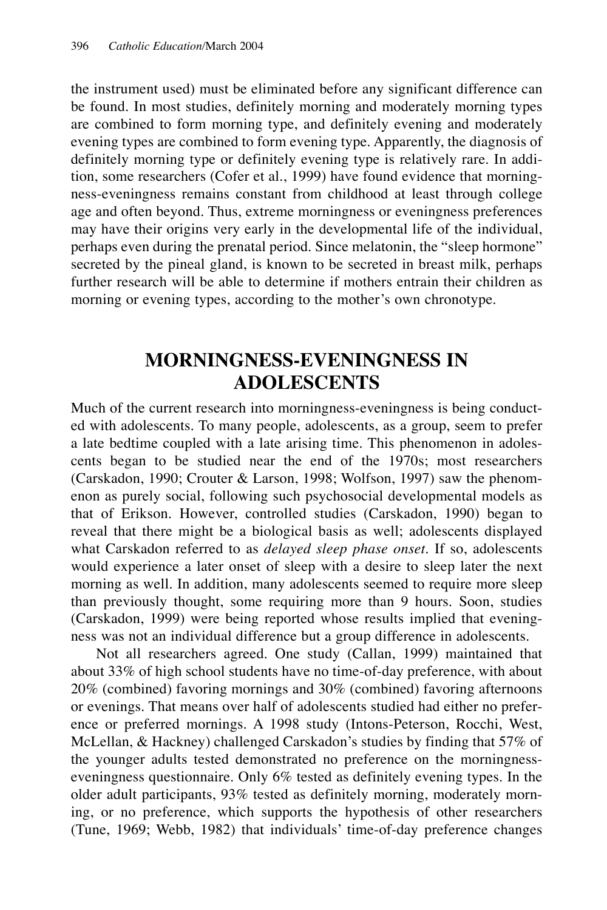the instrument used) must be eliminated before any significant difference can be found. In most studies, definitely morning and moderately morning types are combined to form morning type, and definitely evening and moderately evening types are combined to form evening type. Apparently, the diagnosis of definitely morning type or definitely evening type is relatively rare. In addition, some researchers (Cofer et al., 1999) have found evidence that morningness-eveningness remains constant from childhood at least through college age and often beyond. Thus, extreme morningness or eveningness preferences may have their origins very early in the developmental life of the individual, perhaps even during the prenatal period. Since melatonin, the "sleep hormone" secreted by the pineal gland, is known to be secreted in breast milk, perhaps further research will be able to determine if mothers entrain their children as morning or evening types, according to the mother's own chronotype.

## MORNINGNESS-EVENINGNESS IN ADOLESCENTS

Much of the current research into morningness-eveningness is being conducted with adolescents. To many people, adolescents, as a group, seem to prefer a late bedtime coupled with a late arising time. This phenomenon in adolescents began to be studied near the end of the 1970s; most researchers (Carskadon, 1990; Crouter & Larson, 1998; Wolfson, 1997) saw the phenomenon as purely social, following such psychosocial developmental models as that of Erikson. However, controlled studies (Carskadon, 1990) began to reveal that there might be a biological basis as well; adolescents displayed what Carskadon referred to as *delayed sleep phase onset*. If so, adolescents would experience a later onset of sleep with a desire to sleep later the next morning as well. In addition, many adolescents seemed to require more sleep than previously thought, some requiring more than 9 hours. Soon, studies (Carskadon, 1999) were being reported whose results implied that eveningness was not an individual difference but a group difference in adolescents.

Not all researchers agreed. One study (Callan, 1999) maintained that about 33% of high school students have no time-of-day preference, with about 20% (combined) favoring mornings and 30% (combined) favoring afternoons or evenings. That means over half of adolescents studied had either no preference or preferred mornings. A 1998 study (Intons-Peterson, Rocchi, West, McLellan, & Hackney) challenged Carskadon's studies by finding that 57% of the younger adults tested demonstrated no preference on the morningness-eveningness questionnaire. Only 6% tested as definitely evening types. In the older adult participants, 93% tested as definitely morning, moderately morning, or no preference, which supports the hypothesis of other researchers (Tune, 1969; Webb, 1982) that individuals' time-of-day preference changes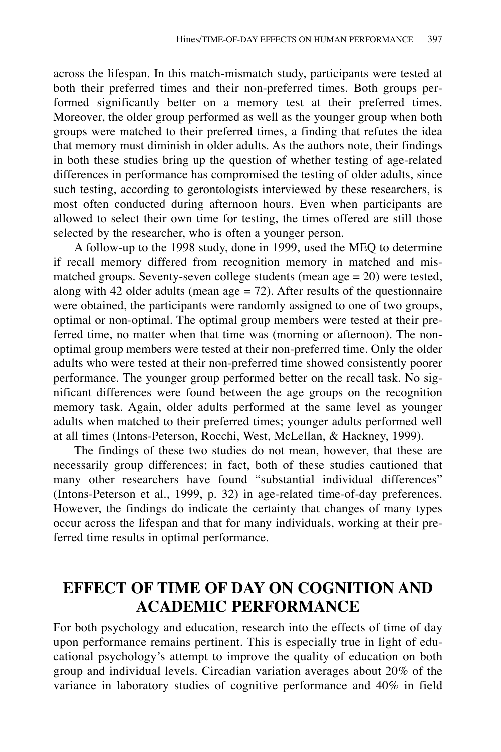across the lifespan. In this match-mismatch study, participants were tested at both their preferred times and their non-preferred times. Both groups performed significantly better on a memory test at their preferred times. Moreover, the older group performed as well as the younger group when both groups were matched to their preferred times, a finding that refutes the idea that memory must diminish in older adults. As the authors note, their findings in both these studies bring up the question of whether testing of age-related differences in performance has compromised the testing of older adults, since such testing, according to gerontologists interviewed by these researchers, is most often conducted during afternoon hours. Even when participants are allowed to select their own time for testing, the times offered are still those selected by the researcher, who is often a younger person.

A follow-up to the 1998 study, done in 1999, used the MEQ to determine if recall memory differed from recognition memory in matched and mismatched groups. Seventy-seven college students (mean age = 20) were tested, along with 42 older adults (mean age = 72). After results of the questionnaire were obtained, the participants were randomly assigned to one of two groups, optimal or non-optimal. The optimal group members were tested at their preferred time, no matter when that time was (morning or afternoon). The non-optimal group members were tested at their non-preferred time. Only the older adults who were tested at their non-preferred time showed consistently poorer performance. The younger group performed better on the recall task. No significant differences were found between the age groups on the recognition memory task. Again, older adults performed at the same level as younger adults when matched to their preferred times; younger adults performed well at all times (Intons-Peterson, Rocchi, West, McLellan, & Hackney, 1999).

The findings of these two studies do not mean, however, that these are necessarily group differences; in fact, both of these studies cautioned that many other researchers have found "substantial individual differences" (Intons-Peterson et al., 1999, p. 32) in age-related time-of-day preferences. However, the findings do indicate the certainty that changes of many types occur across the lifespan and that for many individuals, working at their preferred time results in optimal performance.

## EFFECT OF TIME OF DAY ON COGNITION AND ACADEMIC PERFORMANCE

For both psychology and education, research into the effects of time of day upon performance remains pertinent. This is especially true in light of educational psychology's attempt to improve the quality of education on both group and individual levels. Circadian variation averages about 20% of the variance in laboratory studies of cognitive performance and 40% in field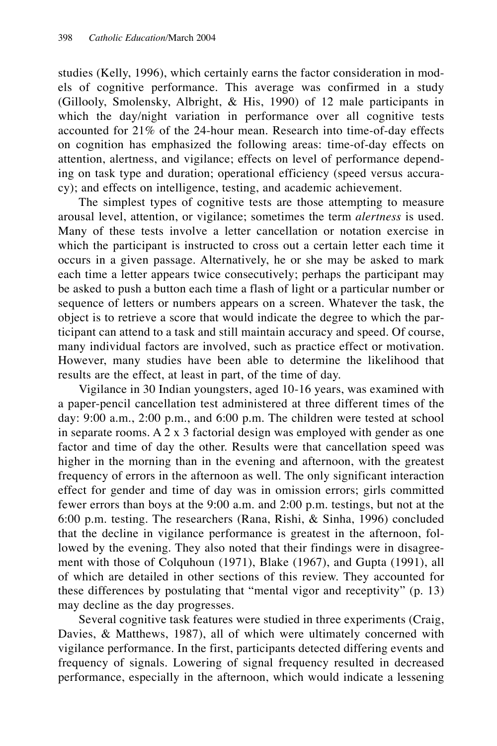studies (Kelly, 1996), which certainly earns the factor consideration in models of cognitive performance. This average was confirmed in a study (Gillooly, Smolensky, Albright, & His, 1990) of 12 male participants in which the day/night variation in performance over all cognitive tests accounted for 21% of the 24-hour mean. Research into time-of-day effects on cognition has emphasized the following areas: time-of-day effects on attention, alertness, and vigilance; effects on level of performance depending on task type and duration; operational efficiency (speed versus accuracy); and effects on intelligence, testing, and academic achievement.

The simplest types of cognitive tests are those attempting to measure arousal level, attention, or vigilance; sometimes the term *alertness* is used. Many of these tests involve a letter cancellation or notation exercise in which the participant is instructed to cross out a certain letter each time it occurs in a given passage. Alternatively, he or she may be asked to mark each time a letter appears twice consecutively; perhaps the participant may be asked to push a button each time a flash of light or a particular number or sequence of letters or numbers appears on a screen. Whatever the task, the object is to retrieve a score that would indicate the degree to which the participant can attend to a task and still maintain accuracy and speed. Of course, many individual factors are involved, such as practice effect or motivation. However, many studies have been able to determine the likelihood that results are the effect, at least in part, of the time of day.

Vigilance in 30 Indian youngsters, aged 10-16 years, was examined with a paper-pencil cancellation test administered at three different times of the day: 9:00 a.m., 2:00 p.m., and 6:00 p.m. The children were tested at school in separate rooms. A 2 x 3 factorial design was employed with gender as one factor and time of day the other. Results were that cancellation speed was higher in the morning than in the evening and afternoon, with the greatest frequency of errors in the afternoon as well. The only significant interaction effect for gender and time of day was in omission errors; girls committed fewer errors than boys at the 9:00 a.m. and 2:00 p.m. testings, but not at the 6:00 p.m. testing. The researchers (Rana, Rishi, & Sinha, 1996) concluded that the decline in vigilance performance is greatest in the afternoon, followed by the evening. They also noted that their findings were in disagreement with those of Colquhoun (1971), Blake (1967), and Gupta (1991), all of which are detailed in other sections of this review. They accounted for these differences by postulating that "mental vigor and receptivity" (p. 13) may decline as the day progresses.

Several cognitive task features were studied in three experiments (Craig, Davies, & Matthews, 1987), all of which were ultimately concerned with vigilance performance. In the first, participants detected differing events and frequency of signals. Lowering of signal frequency resulted in decreased performance, especially in the afternoon, which would indicate a lessening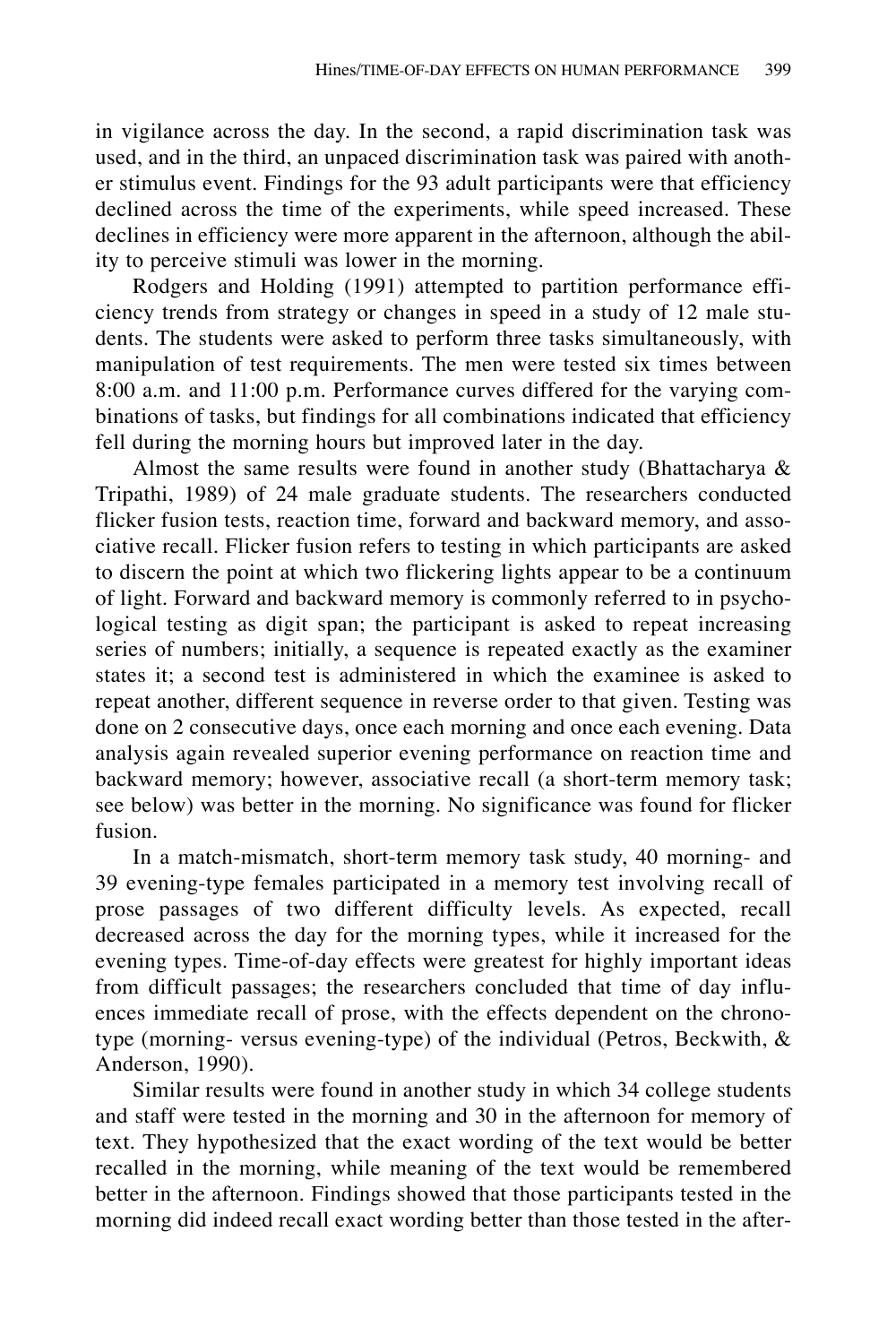in vigilance across the day. In the second, a rapid discrimination task was used, and in the third, an unpaced discrimination task was paired with another stimulus event. Findings for the 93 adult participants were that efficiency declined across the time of the experiments, while speed increased. These declines in efficiency were more apparent in the afternoon, although the ability to perceive stimuli was lower in the morning.

Rodgers and Holding (1991) attempted to partition performance efficiency trends from strategy or changes in speed in a study of 12 male students. The students were asked to perform three tasks simultaneously, with manipulation of test requirements. The men were tested six times between 8:00 a.m. and 11:00 p.m. Performance curves differed for the varying combinations of tasks, but findings for all combinations indicated that efficiency fell during the morning hours but improved later in the day.

Almost the same results were found in another study (Bhattacharya & Tripathi, 1989) of 24 male graduate students. The researchers conducted flicker fusion tests, reaction time, forward and backward memory, and associative recall. Flicker fusion refers to testing in which participants are asked to discern the point at which two flickering lights appear to be a continuum of light. Forward and backward memory is commonly referred to in psychological testing as digit span; the participant is asked to repeat increasing series of numbers; initially, a sequence is repeated exactly as the examiner states it; a second test is administered in which the examinee is asked to repeat another, different sequence in reverse order to that given. Testing was done on 2 consecutive days, once each morning and once each evening. Data analysis again revealed superior evening performance on reaction time and backward memory; however, associative recall (a short-term memory task; see below) was better in the morning. No significance was found for flicker fusion.

In a match-mismatch, short-term memory task study, 40 morning- and 39 evening-type females participated in a memory test involving recall of prose passages of two different difficulty levels. As expected, recall decreased across the day for the morning types, while it increased for the evening types. Time-of-day effects were greatest for highly important ideas from difficult passages; the researchers concluded that time of day influences immediate recall of prose, with the effects dependent on the chronotype (morning- versus evening-type) of the individual (Petros, Beckwith, & Anderson, 1990).

Similar results were found in another study in which 34 college students and staff were tested in the morning and 30 in the afternoon for memory of text. They hypothesized that the exact wording of the text would be better recalled in the morning, while meaning of the text would be remembered better in the afternoon. Findings showed that those participants tested in the morning did indeed recall exact wording better than those tested in the after-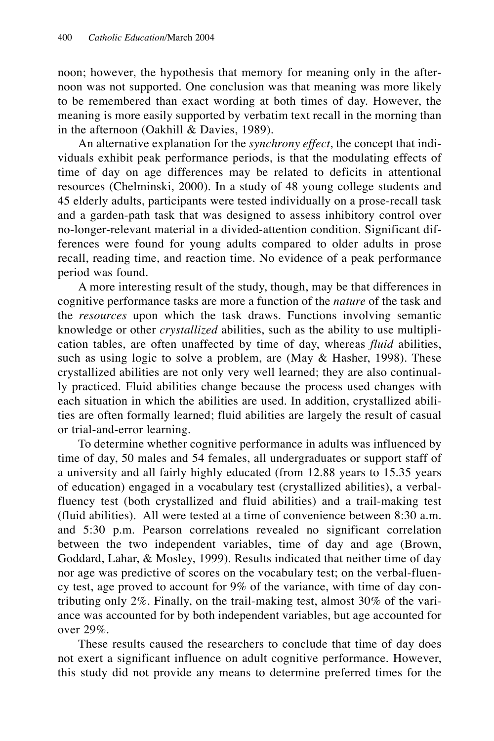noon; however, the hypothesis that memory for meaning only in the afternoon was not supported. One conclusion was that meaning was more likely to be remembered than exact wording at both times of day. However, the meaning is more easily supported by verbatim text recall in the morning than in the afternoon (Oakhill & Davies, 1989).

An alternative explanation for the *synchrony effect*, the concept that individuals exhibit peak performance periods, is that the modulating effects of time of day on age differences may be related to deficits in attentional resources (Chelminski, 2000). In a study of 48 young college students and 45 elderly adults, participants were tested individually on a prose-recall task and a garden-path task that was designed to assess inhibitory control over no-longer-relevant material in a divided-attention condition. Significant differences were found for young adults compared to older adults in prose recall, reading time, and reaction time. No evidence of a peak performance period was found.

A more interesting result of the study, though, may be that differences in cognitive performance tasks are more a function of the *nature* of the task and the *resources* upon which the task draws. Functions involving semantic knowledge or other *crystallized* abilities, such as the ability to use multiplication tables, are often unaffected by time of day, whereas *fluid* abilities, such as using logic to solve a problem, are (May & Hasher, 1998). These crystallized abilities are not only very well learned; they are also continually practiced. Fluid abilities change because the process used changes with each situation in which the abilities are used. In addition, crystallized abilities are often formally learned; fluid abilities are largely the result of casual or trial-and-error learning.

To determine whether cognitive performance in adults was influenced by time of day, 50 males and 54 females, all undergraduates or support staff of a university and all fairly highly educated (from 12.88 years to 15.35 years of education) engaged in a vocabulary test (crystallized abilities), a verbal-fluency test (both crystallized and fluid abilities) and a trail-making test (fluid abilities). All were tested at a time of convenience between 8:30 a.m. and 5:30 p.m. Pearson correlations revealed no significant correlation between the two independent variables, time of day and age (Brown, Goddard, Lahar, & Mosley, 1999). Results indicated that neither time of day nor age was predictive of scores on the vocabulary test; on the verbal-fluency test, age proved to account for 9% of the variance, with time of day contributing only 2%. Finally, on the trail-making test, almost 30% of the variance was accounted for by both independent variables, but age accounted for over 29%.

These results caused the researchers to conclude that time of day does not exert a significant influence on adult cognitive performance. However, this study did not provide any means to determine preferred times for the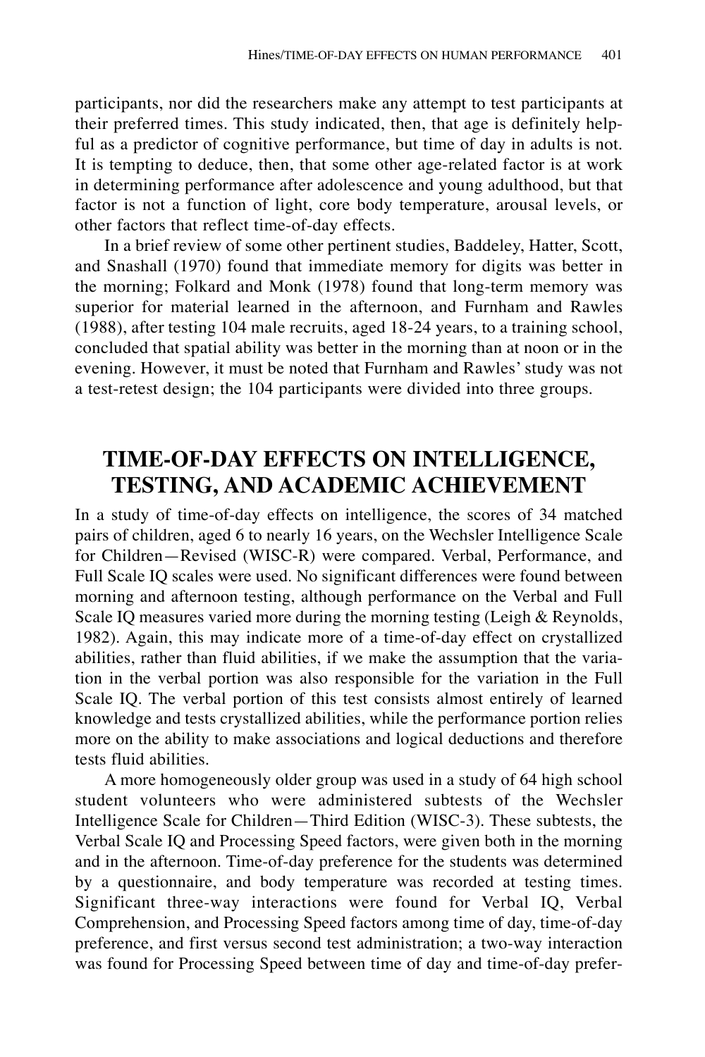participants, nor did the researchers make any attempt to test participants at their preferred times. This study indicated, then, that age is definitely helpful as a predictor of cognitive performance, but time of day in adults is not. It is tempting to deduce, then, that some other age-related factor is at work in determining performance after adolescence and young adulthood, but that factor is not a function of light, core body temperature, arousal levels, or other factors that reflect time-of-day effects.

In a brief review of some other pertinent studies, Baddeley, Hatter, Scott, and Snashall (1970) found that immediate memory for digits was better in the morning; Folkard and Monk (1978) found that long-term memory was superior for material learned in the afternoon, and Furnham and Rawles (1988), after testing 104 male recruits, aged 18-24 years, to a training school, concluded that spatial ability was better in the morning than at noon or in the evening. However, it must be noted that Furnham and Rawles' study was not a test-retest design; the 104 participants were divided into three groups.

## TIME-OF-DAY EFFECTS ON INTELLIGENCE, TESTING, AND ACADEMIC ACHIEVEMENT

In a study of time-of-day effects on intelligence, the scores of 34 matched pairs of children, aged 6 to nearly 16 years, on the Wechsler Intelligence Scale for Children—Revised (WISC-R) were compared. Verbal, Performance, and Full Scale IQ scales were used. No significant differences were found between morning and afternoon testing, although performance on the Verbal and Full Scale IQ measures varied more during the morning testing (Leigh & Reynolds, 1982). Again, this may indicate more of a time-of-day effect on crystallized abilities, rather than fluid abilities, if we make the assumption that the variation in the verbal portion was also responsible for the variation in the Full Scale IQ. The verbal portion of this test consists almost entirely of learned knowledge and tests crystallized abilities, while the performance portion relies more on the ability to make associations and logical deductions and therefore tests fluid abilities.

A more homogeneously older group was used in a study of 64 high school student volunteers who were administered subtests of the Wechsler Intelligence Scale for Children—Third Edition (WISC-3). These subtests, the Verbal Scale IQ and Processing Speed factors, were given both in the morning and in the afternoon. Time-of-day preference for the students was determined by a questionnaire, and body temperature was recorded at testing times. Significant three-way interactions were found for Verbal IQ, Verbal Comprehension, and Processing Speed factors among time of day, time-of-day preference, and first versus second test administration; a two-way interaction was found for Processing Speed between time of day and time-of-day prefer-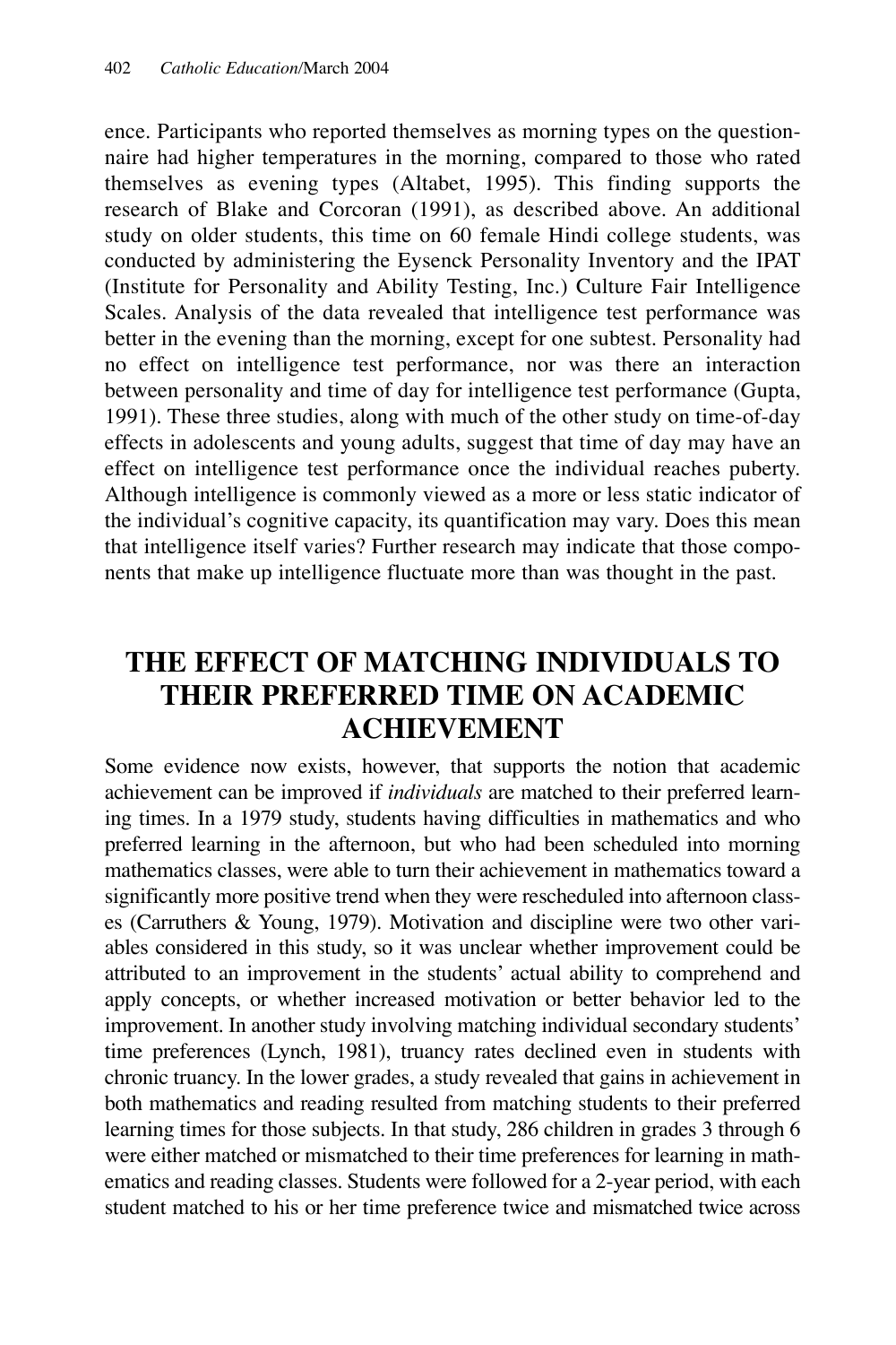ence. Participants who reported themselves as morning types on the questionnaire had higher temperatures in the morning, compared to those who rated themselves as evening types (Altabet, 1995). This finding supports the research of Blake and Corcoran (1991), as described above. An additional study on older students, this time on 60 female Hindi college students, was conducted by administering the Eysenck Personality Inventory and the IPAT (Institute for Personality and Ability Testing, Inc.) Culture Fair Intelligence Scales. Analysis of the data revealed that intelligence test performance was better in the evening than the morning, except for one subtest. Personality had no effect on intelligence test performance, nor was there an interaction between personality and time of day for intelligence test performance (Gupta, 1991). These three studies, along with much of the other study on time-of-day effects in adolescents and young adults, suggest that time of day may have an effect on intelligence test performance once the individual reaches puberty. Although intelligence is commonly viewed as a more or less static indicator of the individual's cognitive capacity, its quantification may vary. Does this mean that intelligence itself varies? Further research may indicate that those components that make up intelligence fluctuate more than was thought in the past.

## THE EFFECT OF MATCHING INDIVIDUALS TO THEIR PREFERRED TIME ON ACADEMIC ACHIEVEMENT

Some evidence now exists, however, that supports the notion that academic achievement can be improved if *individuals* are matched to their preferred learning times. In a 1979 study, students having difficulties in mathematics and who preferred learning in the afternoon, but who had been scheduled into morning mathematics classes, were able to turn their achievement in mathematics toward a significantly more positive trend when they were rescheduled into afternoon classes (Carruthers & Young, 1979). Motivation and discipline were two other variables considered in this study, so it was unclear whether improvement could be attributed to an improvement in the students' actual ability to comprehend and apply concepts, or whether increased motivation or better behavior led to the improvement. In another study involving matching individual secondary students' time preferences (Lynch, 1981), truancy rates declined even in students with chronic truancy. In the lower grades, a study revealed that gains in achievement in both mathematics and reading resulted from matching students to their preferred learning times for those subjects. In that study, 286 children in grades 3 through 6 were either matched or mismatched to their time preferences for learning in mathematics and reading classes. Students were followed for a 2-year period, with each student matched to his or her time preference twice and mismatched twice across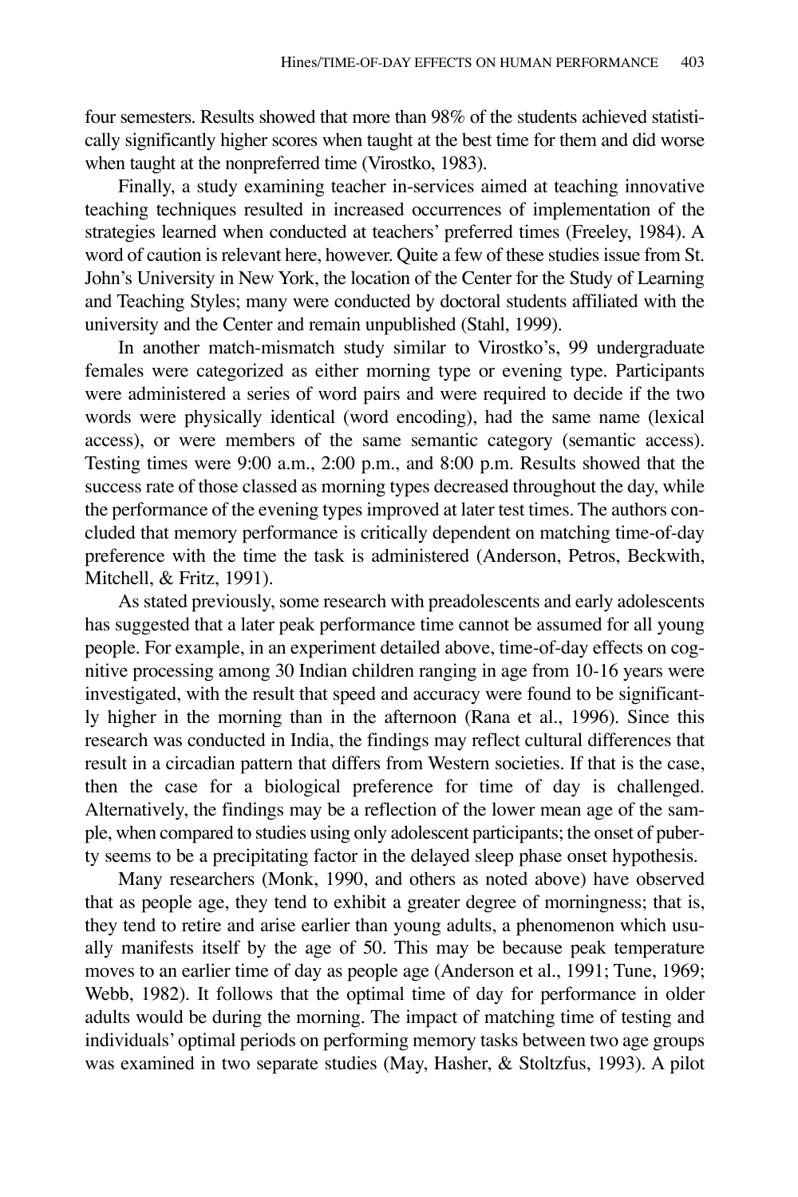four semesters. Results showed that more than 98% of the students achieved statistically significantly higher scores when taught at the best time for them and did worse when taught at the nonpreferred time (Virostko, 1983).

Finally, a study examining teacher in-services aimed at teaching innovative teaching techniques resulted in increased occurrences of implementation of the strategies learned when conducted at teachers' preferred times (Freeley, 1984). A word of caution is relevant here, however. Quite a few of these studies issue from St. John's University in New York, the location of the Center for the Study of Learning and Teaching Styles; many were conducted by doctoral students affiliated with the university and the Center and remain unpublished (Stahl, 1999).

In another match-mismatch study similar to Virostko's, 99 undergraduate females were categorized as either morning type or evening type. Participants were administered a series of word pairs and were required to decide if the two words were physically identical (word encoding), had the same name (lexical access), or were members of the same semantic category (semantic access). Testing times were 9:00 a.m., 2:00 p.m., and 8:00 p.m. Results showed that the success rate of those classed as morning types decreased throughout the day, while the performance of the evening types improved at later test times. The authors concluded that memory performance is critically dependent on matching time-of-day preference with the time the task is administered (Anderson, Petros, Beckwith, Mitchell, & Fritz, 1991).

As stated previously, some research with preadolescents and early adolescents has suggested that a later peak performance time cannot be assumed for all young people. For example, in an experiment detailed above, time-of-day effects on cognitive processing among 30 Indian children ranging in age from 10-16 years were investigated, with the result that speed and accuracy were found to be significantly higher in the morning than in the afternoon (Rana et al., 1996). Since this research was conducted in India, the findings may reflect cultural differences that result in a circadian pattern that differs from Western societies. If that is the case, then the case for a biological preference for time of day is challenged. Alternatively, the findings may be a reflection of the lower mean age of the sample, when compared to studies using only adolescent participants; the onset of puberty seems to be a precipitating factor in the delayed sleep phase onset hypothesis.

Many researchers (Monk, 1990, and others as noted above) have observed that as people age, they tend to exhibit a greater degree of morningness; that is, they tend to retire and arise earlier than young adults, a phenomenon which usually manifests itself by the age of 50. This may be because peak temperature moves to an earlier time of day as people age (Anderson et al., 1991; Tune, 1969; Webb, 1982). It follows that the optimal time of day for performance in older adults would be during the morning. The impact of matching time of testing and individuals' optimal periods on performing memory tasks between two age groups was examined in two separate studies (May, Hasher, & Stoltzfus, 1993). A pilot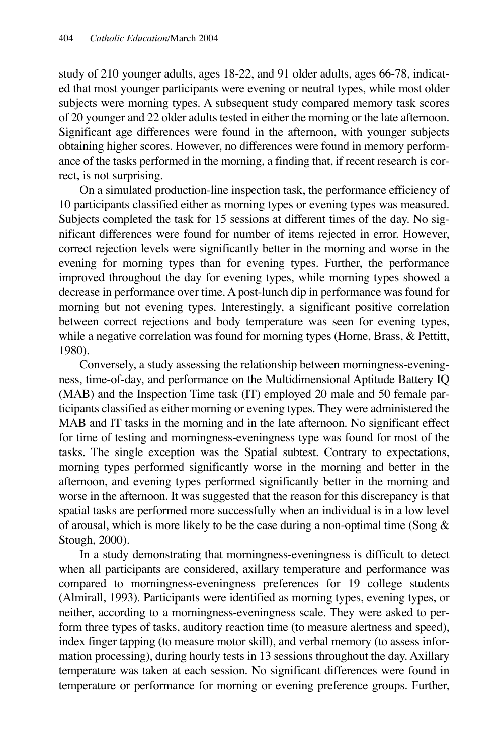study of 210 younger adults, ages 18-22, and 91 older adults, ages 66-78, indicated that most younger participants were evening or neutral types, while most older subjects were morning types. A subsequent study compared memory task scores of 20 younger and 22 older adults tested in either the morning or the late afternoon. Significant age differences were found in the afternoon, with younger subjects obtaining higher scores. However, no differences were found in memory performance of the tasks performed in the morning, a finding that, if recent research is correct, is not surprising.

On a simulated production-line inspection task, the performance efficiency of 10 participants classified either as morning types or evening types was measured. Subjects completed the task for 15 sessions at different times of the day. No significant differences were found for number of items rejected in error. However, correct rejection levels were significantly better in the morning and worse in the evening for morning types than for evening types. Further, the performance improved throughout the day for evening types, while morning types showed a decrease in performance over time. A post-lunch dip in performance was found for morning but not evening types. Interestingly, a significant positive correlation between correct rejections and body temperature was seen for evening types, while a negative correlation was found for morning types (Horne, Brass, & Pettitt, 1980).

Conversely, a study assessing the relationship between morningness-eveningness, time-of-day, and performance on the Multidimensional Aptitude Battery IQ (MAB) and the Inspection Time task (IT) employed 20 male and 50 female participants classified as either morning or evening types. They were administered the MAB and IT tasks in the morning and in the late afternoon. No significant effect for time of testing and morningness-eveningness type was found for most of the tasks. The single exception was the Spatial subtest. Contrary to expectations, morning types performed significantly worse in the morning and better in the afternoon, and evening types performed significantly better in the morning and worse in the afternoon. It was suggested that the reason for this discrepancy is that spatial tasks are performed more successfully when an individual is in a low level of arousal, which is more likely to be the case during a non-optimal time (Song & Stough, 2000).

In a study demonstrating that morningness-eveningness is difficult to detect when all participants are considered, axillary temperature and performance was compared to morningness-eveningness preferences for 19 college students (Almirall, 1993). Participants were identified as morning types, evening types, or neither, according to a morningness-eveningness scale. They were asked to perform three types of tasks, auditory reaction time (to measure alertness and speed), index finger tapping (to measure motor skill), and verbal memory (to assess information processing), during hourly tests in 13 sessions throughout the day. Axillary temperature was taken at each session. No significant differences were found in temperature or performance for morning or evening preference groups. Further,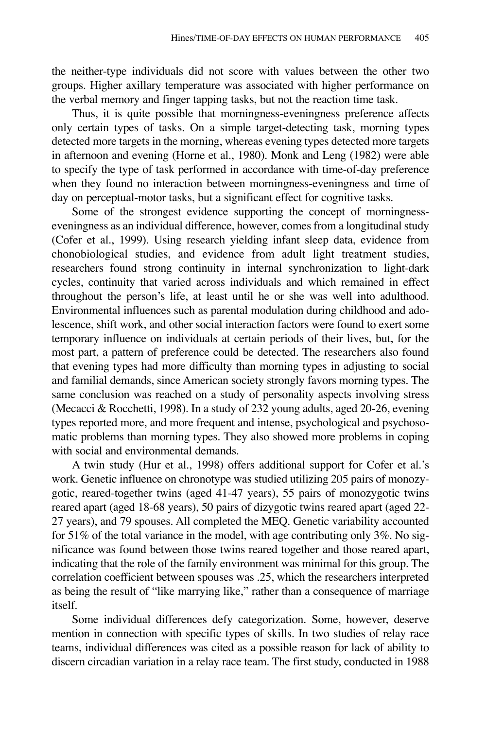the neither-type individuals did not score with values between the other two groups. Higher axillary temperature was associated with higher performance on the verbal memory and finger tapping tasks, but not the reaction time task.

Thus, it is quite possible that morningness-eveningness preference affects only certain types of tasks. On a simple target-detecting task, morning types detected more targets in the morning, whereas evening types detected more targets in afternoon and evening (Horne et al., 1980). Monk and Leng (1982) were able to specify the type of task performed in accordance with time-of-day preference when they found no interaction between morningness-eveningness and time of day on perceptual-motor tasks, but a significant effect for cognitive tasks.

Some of the strongest evidence supporting the concept of morningness-eveningness as an individual difference, however, comes from a longitudinal study (Cofer et al., 1999). Using research yielding infant sleep data, evidence from chonobiological studies, and evidence from adult light treatment studies, researchers found strong continuity in internal synchronization to light-dark cycles, continuity that varied across individuals and which remained in effect throughout the person's life, at least until he or she was well into adulthood. Environmental influences such as parental modulation during childhood and adolescence, shift work, and other social interaction factors were found to exert some temporary influence on individuals at certain periods of their lives, but, for the most part, a pattern of preference could be detected. The researchers also found that evening types had more difficulty than morning types in adjusting to social and familial demands, since American society strongly favors morning types. The same conclusion was reached on a study of personality aspects involving stress (Mecacci & Rocchetti, 1998). In a study of 232 young adults, aged 20-26, evening types reported more, and more frequent and intense, psychological and psychosomatic problems than morning types. They also showed more problems in coping with social and environmental demands.

A twin study (Hur et al., 1998) offers additional support for Cofer et al.'s work. Genetic influence on chronotype was studied utilizing 205 pairs of monozygotic, reared-together twins (aged 41-47 years), 55 pairs of monozygotic twins reared apart (aged 18-68 years), 50 pairs of dizygotic twins reared apart (aged 22-27 years), and 79 spouses. All completed the MEQ. Genetic variability accounted for 51% of the total variance in the model, with age contributing only 3%. No significance was found between those twins reared together and those reared apart, indicating that the role of the family environment was minimal for this group. The correlation coefficient between spouses was .25, which the researchers interpreted as being the result of "like marrying like," rather than a consequence of marriage itself.

Some individual differences defy categorization. Some, however, deserve mention in connection with specific types of skills. In two studies of relay race teams, individual differences was cited as a possible reason for lack of ability to discern circadian variation in a relay race team. The first study, conducted in 1988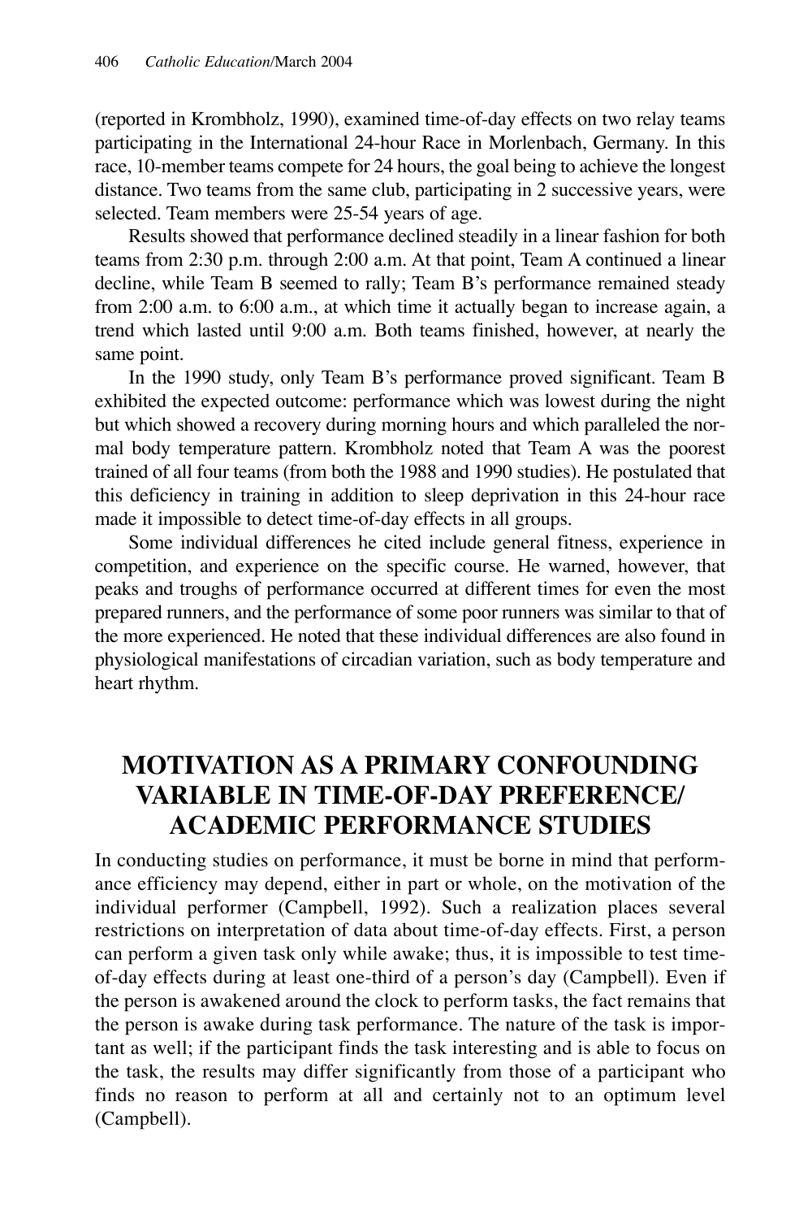(reported in Krombholz, 1990), examined time-of-day effects on two relay teams participating in the International 24-hour Race in Morlenbach, Germany. In this race, 10-member teams compete for 24 hours, the goal being to achieve the longest distance. Two teams from the same club, participating in 2 successive years, were selected. Team members were 25-54 years of age.

Results showed that performance declined steadily in a linear fashion for both teams from 2:30 p.m. through 2:00 a.m. At that point, Team A continued a linear decline, while Team B seemed to rally; Team B's performance remained steady from 2:00 a.m. to 6:00 a.m., at which time it actually began to increase again, a trend which lasted until 9:00 a.m. Both teams finished, however, at nearly the same point.

In the 1990 study, only Team B's performance proved significant. Team B exhibited the expected outcome: performance which was lowest during the night but which showed a recovery during morning hours and which paralleled the normal body temperature pattern. Krombholz noted that Team A was the poorest trained of all four teams (from both the 1988 and 1990 studies). He postulated that this deficiency in training in addition to sleep deprivation in this 24-hour race made it impossible to detect time-of-day effects in all groups.

Some individual differences he cited include general fitness, experience in competition, and experience on the specific course. He warned, however, that peaks and troughs of performance occurred at different times for even the most prepared runners, and the performance of some poor runners was similar to that of the more experienced. He noted that these individual differences are also found in physiological manifestations of circadian variation, such as body temperature and heart rhythm.

## MOTIVATION AS A PRIMARY CONFOUNDING VARIABLE IN TIME-OF-DAY PREFERENCE/ ACADEMIC PERFORMANCE STUDIES

In conducting studies on performance, it must be borne in mind that performance efficiency may depend, either in part or whole, on the motivation of the individual performer (Campbell, 1992). Such a realization places several restrictions on interpretation of data about time-of-day effects. First, a person can perform a given task only while awake; thus, it is impossible to test time-of-day effects during at least one-third of a person's day (Campbell). Even if the person is awakened around the clock to perform tasks, the fact remains that the person is awake during task performance. The nature of the task is important as well; if the participant finds the task interesting and is able to focus on the task, the results may differ significantly from those of a participant who finds no reason to perform at all and certainly not to an optimum level (Campbell).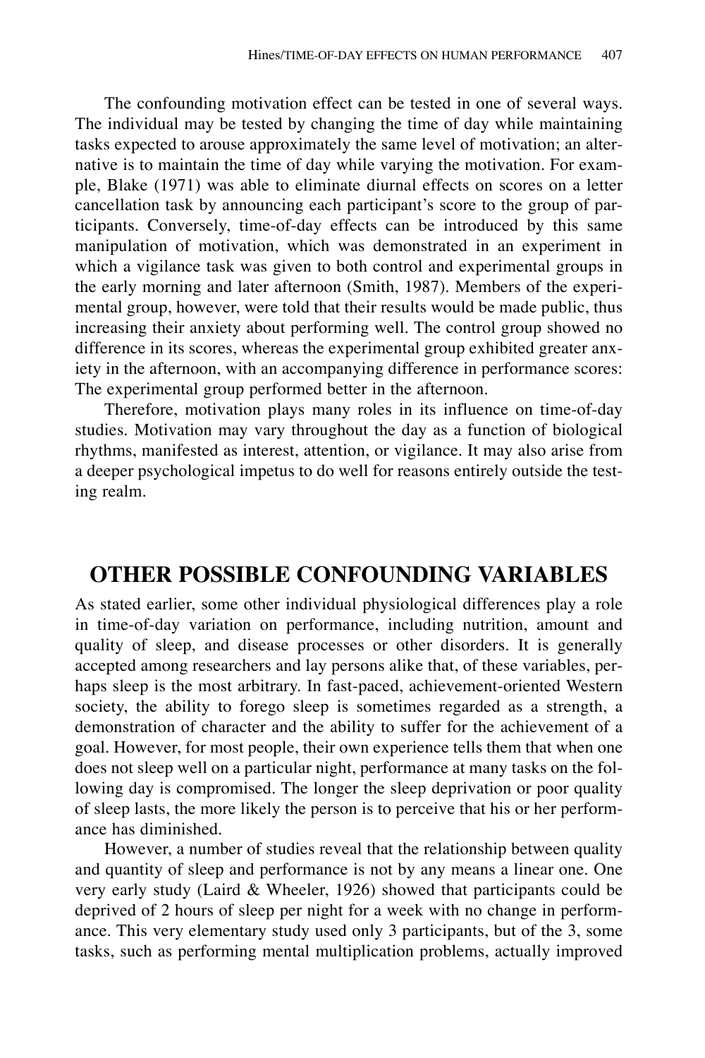The confounding motivation effect can be tested in one of several ways. The individual may be tested by changing the time of day while maintaining tasks expected to arouse approximately the same level of motivation; an alternative is to maintain the time of day while varying the motivation. For example, Blake (1971) was able to eliminate diurnal effects on scores on a letter cancellation task by announcing each participant's score to the group of participants. Conversely, time-of-day effects can be introduced by this same manipulation of motivation, which was demonstrated in an experiment in which a vigilance task was given to both control and experimental groups in the early morning and later afternoon (Smith, 1987). Members of the experimental group, however, were told that their results would be made public, thus increasing their anxiety about performing well. The control group showed no difference in its scores, whereas the experimental group exhibited greater anxiety in the afternoon, with an accompanying difference in performance scores: The experimental group performed better in the afternoon.

Therefore, motivation plays many roles in its influence on time-of-day studies. Motivation may vary throughout the day as a function of biological rhythms, manifested as interest, attention, or vigilance. It may also arise from a deeper psychological impetus to do well for reasons entirely outside the testing realm.

## OTHER POSSIBLE CONFOUNDING VARIABLES

As stated earlier, some other individual physiological differences play a role in time-of-day variation on performance, including nutrition, amount and quality of sleep, and disease processes or other disorders. It is generally accepted among researchers and lay persons alike that, of these variables, perhaps sleep is the most arbitrary. In fast-paced, achievement-oriented Western society, the ability to forego sleep is sometimes regarded as a strength, a demonstration of character and the ability to suffer for the achievement of a goal. However, for most people, their own experience tells them that when one does not sleep well on a particular night, performance at many tasks on the following day is compromised. The longer the sleep deprivation or poor quality of sleep lasts, the more likely the person is to perceive that his or her performance has diminished.

However, a number of studies reveal that the relationship between quality and quantity of sleep and performance is not by any means a linear one. One very early study (Laird & Wheeler, 1926) showed that participants could be deprived of 2 hours of sleep per night for a week with no change in performance. This very elementary study used only 3 participants, but of the 3, some tasks, such as performing mental multiplication problems, actually improved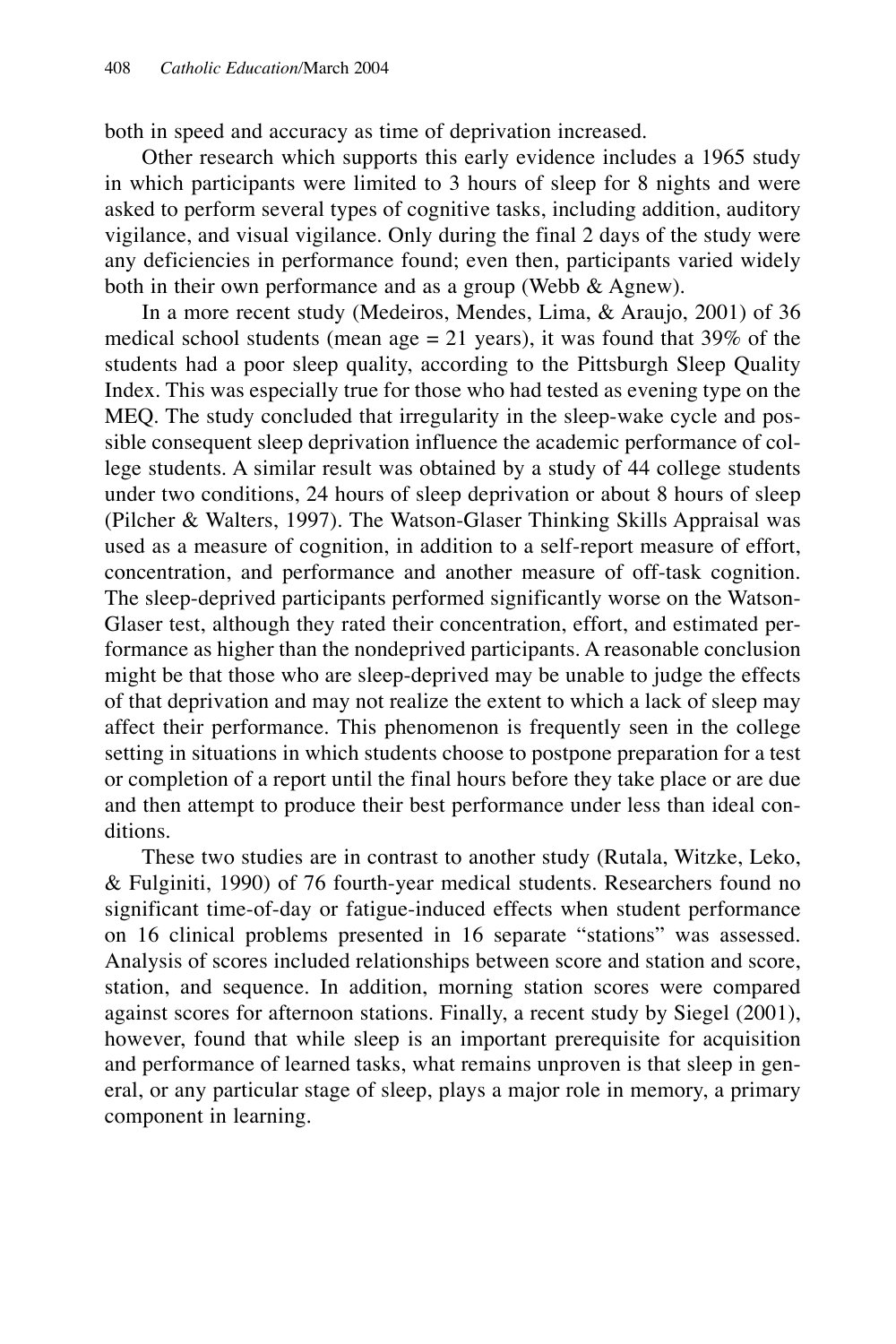both in speed and accuracy as time of deprivation increased.

Other research which supports this early evidence includes a 1965 study in which participants were limited to 3 hours of sleep for 8 nights and were asked to perform several types of cognitive tasks, including addition, auditory vigilance, and visual vigilance. Only during the final 2 days of the study were any deficiencies in performance found; even then, participants varied widely both in their own performance and as a group (Webb & Agnew).

In a more recent study (Medeiros, Mendes, Lima, & Araujo, 2001) of 36 medical school students (mean age = 21 years), it was found that 39% of the students had a poor sleep quality, according to the Pittsburgh Sleep Quality Index. This was especially true for those who had tested as evening type on the MEQ. The study concluded that irregularity in the sleep-wake cycle and possible consequent sleep deprivation influence the academic performance of college students. A similar result was obtained by a study of 44 college students under two conditions, 24 hours of sleep deprivation or about 8 hours of sleep (Pilcher & Walters, 1997). The Watson-Glaser Thinking Skills Appraisal was used as a measure of cognition, in addition to a self-report measure of effort, concentration, and performance and another measure of off-task cognition. The sleep-deprived participants performed significantly worse on the Watson-Glaser test, although they rated their concentration, effort, and estimated performance as higher than the nondeprived participants. A reasonable conclusion might be that those who are sleep-deprived may be unable to judge the effects of that deprivation and may not realize the extent to which a lack of sleep may affect their performance. This phenomenon is frequently seen in the college setting in situations in which students choose to postpone preparation for a test or completion of a report until the final hours before they take place or are due and then attempt to produce their best performance under less than ideal conditions.

These two studies are in contrast to another study (Rutala, Witzke, Leko, & Fulginiti, 1990) of 76 fourth-year medical students. Researchers found no significant time-of-day or fatigue-induced effects when student performance on 16 clinical problems presented in 16 separate "stations" was assessed. Analysis of scores included relationships between score and station and score, station, and sequence. In addition, morning station scores were compared against scores for afternoon stations. Finally, a recent study by Siegel (2001), however, found that while sleep is an important prerequisite for acquisition and performance of learned tasks, what remains unproven is that sleep in general, or any particular stage of sleep, plays a major role in memory, a primary component in learning.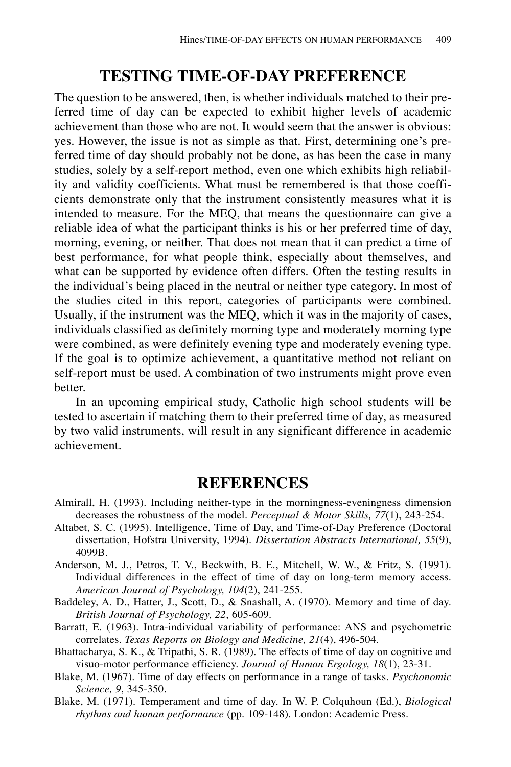## TESTING TIME-OF-DAY PREFERENCE

The question to be answered, then, is whether individuals matched to their preferred time of day can be expected to exhibit higher levels of academic achievement than those who are not. It would seem that the answer is obvious: yes. However, the issue is not as simple as that. First, determining one's preferred time of day should probably not be done, as has been the case in many studies, solely by a self-report method, even one which exhibits high reliability and validity coefficients. What must be remembered is that those coefficients demonstrate only that the instrument consistently measures what it is intended to measure. For the MEQ, that means the questionnaire can give a reliable idea of what the participant thinks is his or her preferred time of day, morning, evening, or neither. That does not mean that it can predict a time of best performance, for what people think, especially about themselves, and what can be supported by evidence often differs. Often the testing results in the individual's being placed in the neutral or neither type category. In most of the studies cited in this report, categories of participants were combined. Usually, if the instrument was the MEQ, which it was in the majority of cases, individuals classified as definitely morning type and moderately morning type were combined, as were definitely evening type and moderately evening type. If the goal is to optimize achievement, a quantitative method not reliant on self-report must be used. A combination of two instruments might prove even better.

In an upcoming empirical study, Catholic high school students will be tested to ascertain if matching them to their preferred time of day, as measured by two valid instruments, will result in any significant difference in academic achievement.

## REFERENCES

Almirall, H. (1993). Including neither-type in the morningness-eveningness dimension decreases the robustness of the model. *Perceptual & Motor Skills, 77*(1), 243-254.

Altabet, S. C. (1995). Intelligence, Time of Day, and Time-of-Day Preference (Doctoral dissertation, Hofstra University, 1994). *Dissertation Abstracts International, 55*(9), 4099B.

Anderson, M. J., Petros, T. V., Beckwith, B. E., Mitchell, W. W., & Fritz, S. (1991). Individual differences in the effect of time of day on long-term memory access. *American Journal of Psychology, 104*(2), 241-255.

Baddeley, A. D., Hatter, J., Scott, D., & Snashall, A. (1970). Memory and time of day. *British Journal of Psychology, 22*, 605-609.

Barratt, E. (1963). Intra-individual variability of performance: ANS and psychometric correlates. *Texas Reports on Biology and Medicine, 21*(4), 496-504.

Bhattacharya, S. K., & Tripathi, S. R. (1989). The effects of time of day on cognitive and visuo-motor performance efficiency. *Journal of Human Ergology, 18*(1), 23-31.

Blake, M. (1967). Time of day effects on performance in a range of tasks. *Psychonomic Science, 9*, 345-350.

Blake, M. (1971). Temperament and time of day. In W. P. Colquhoun (Ed.), *Biological rhythms and human performance* (pp. 109-148). London: Academic Press.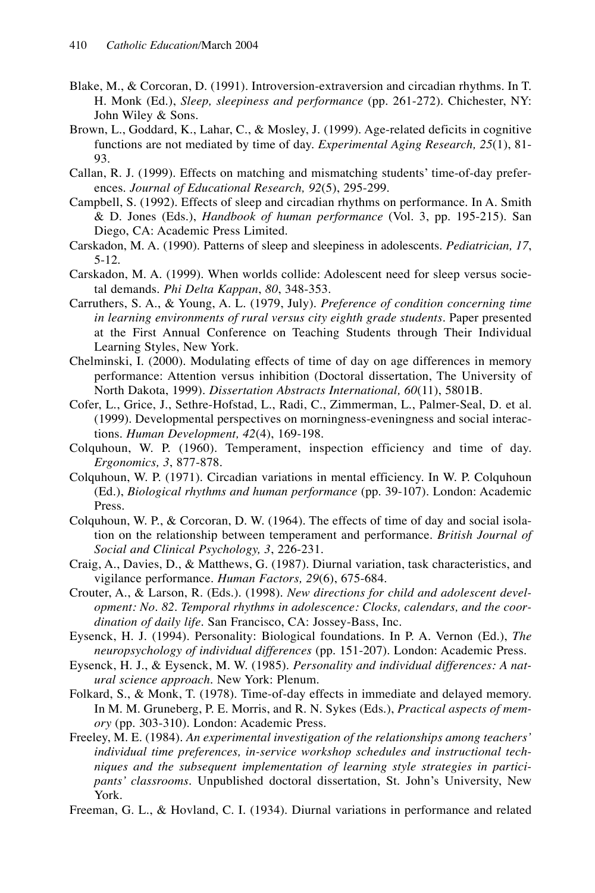Blake, M., & Corcoran, D. (1991). Introversion-extraversion and circadian rhythms. In T. H. Monk (Ed.), *Sleep, sleepiness and performance* (pp. 261-272). Chichester, NY: John Wiley & Sons.

Brown, L., Goddard, K., Lahar, C., & Mosley, J. (1999). Age-related deficits in cognitive functions are not mediated by time of day. *Experimental Aging Research, 25*(1), 81-93.

Callan, R. J. (1999). Effects on matching and mismatching students' time-of-day preferences. *Journal of Educational Research, 92*(5), 295-299.

Campbell, S. (1992). Effects of sleep and circadian rhythms on performance. In A. Smith & D. Jones (Eds.), *Handbook of human performance* (Vol. 3, pp. 195-215). San Diego, CA: Academic Press Limited.

Carskadon, M. A. (1990). Patterns of sleep and sleepiness in adolescents. *Pediatrician, 17*, 5-12.

Carskadon, M. A. (1999). When worlds collide: Adolescent need for sleep versus societal demands. *Phi Delta Kappan*, *80*, 348-353.

Carruthers, S. A., & Young, A. L. (1979, July). *Preference of condition concerning time in learning environments of rural versus city eighth grade students*. Paper presented at the First Annual Conference on Teaching Students through Their Individual Learning Styles, New York.

Chelminski, I. (2000). Modulating effects of time of day on age differences in memory performance: Attention versus inhibition (Doctoral dissertation, The University of North Dakota, 1999). *Dissertation Abstracts International, 60*(11), 5801B.

Cofer, L., Grice, J., Sethre-Hofstad, L., Radi, C., Zimmerman, L., Palmer-Seal, D. et al. (1999). Developmental perspectives on morningness-eveningness and social interactions. *Human Development, 42*(4), 169-198.

Colquhoun, W. P. (1960). Temperament, inspection efficiency and time of day. *Ergonomics, 3*, 877-878.

Colquhoun, W. P. (1971). Circadian variations in mental efficiency. In W. P. Colquhoun (Ed.), *Biological rhythms and human performance* (pp. 39-107). London: Academic Press.

Colquhoun, W. P., & Corcoran, D. W. (1964). The effects of time of day and social isolation on the relationship between temperament and performance. *British Journal of Social and Clinical Psychology, 3*, 226-231.

Craig, A., Davies, D., & Matthews, G. (1987). Diurnal variation, task characteristics, and vigilance performance. *Human Factors, 29*(6), 675-684.

Crouter, A., & Larson, R. (Eds.). (1998). *New directions for child and adolescent development: No. 82. Temporal rhythms in adolescence: Clocks, calendars, and the coordination of daily life*. San Francisco, CA: Jossey-Bass, Inc.

Eysenck, H. J. (1994). Personality: Biological foundations. In P. A. Vernon (Ed.), *The neuropsychology of individual differences* (pp. 151-207). London: Academic Press.

Eysenck, H. J., & Eysenck, M. W. (1985). *Personality and individual differences: A natural science approach*. New York: Plenum.

Folkard, S., & Monk, T. (1978). Time-of-day effects in immediate and delayed memory. In M. M. Gruneberg, P. E. Morris, and R. N. Sykes (Eds.), *Practical aspects of memory* (pp. 303-310). London: Academic Press.

Freeley, M. E. (1984). *An experimental investigation of the relationships among teachers' individual time preferences, in-service workshop schedules and instructional techniques and the subsequent implementation of learning style strategies in participants' classrooms*. Unpublished doctoral dissertation, St. John's University, New York.

Freeman, G. L., & Hovland, C. I. (1934). Diurnal variations in performance and related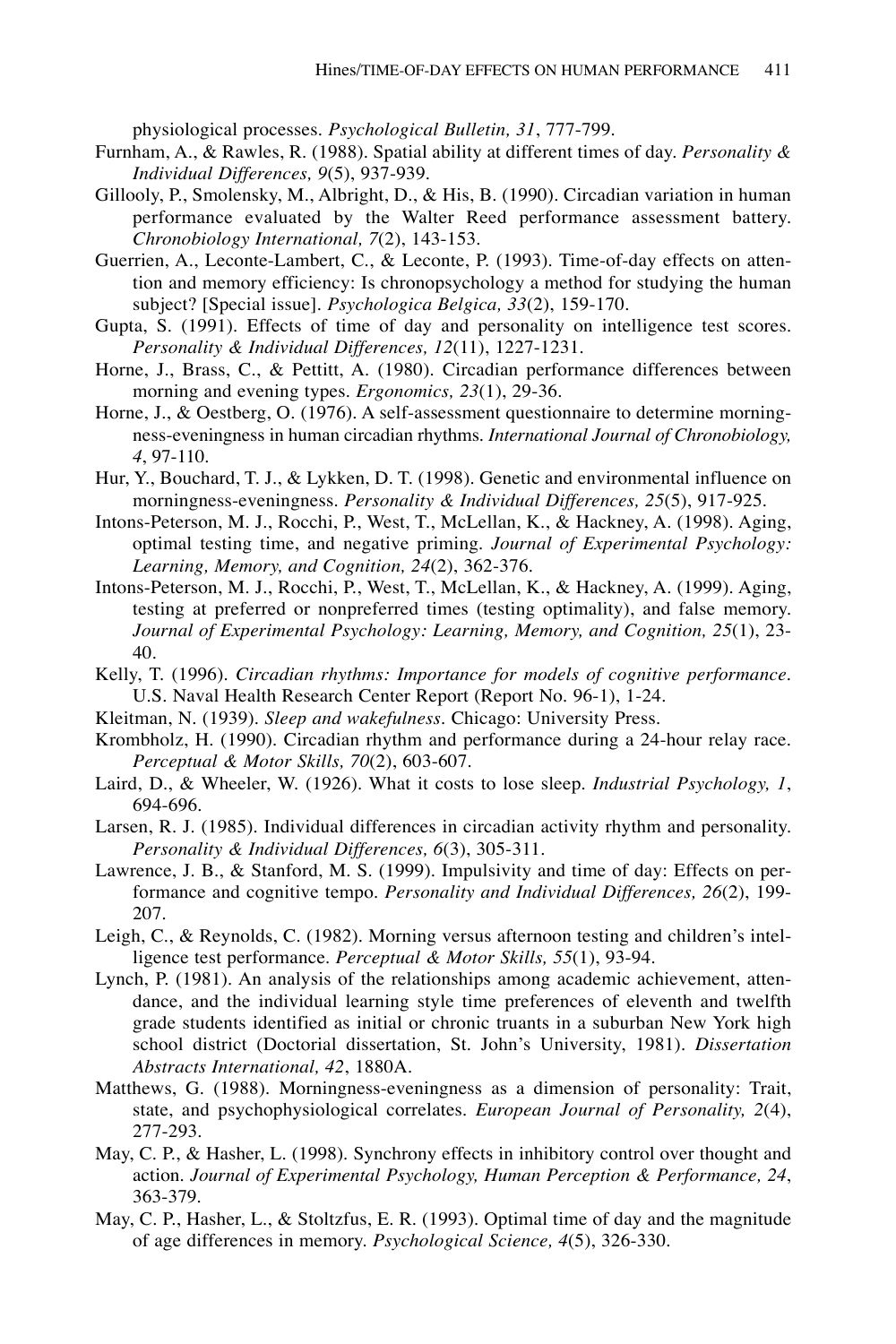physiological processes. *Psychological Bulletin, 31*, 777-799.

Furnham, A., & Rawles, R. (1988). Spatial ability at different times of day. *Personality & Individual Differences, 9*(5), 937-939.

Gillooly, P., Smolensky, M., Albright, D., & His, B. (1990). Circadian variation in human performance evaluated by the Walter Reed performance assessment battery. *Chronobiology International, 7*(2), 143-153.

Guerrien, A., Leconte-Lambert, C., & Leconte, P. (1993). Time-of-day effects on attention and memory efficiency: Is chronopsychology a method for studying the human subject? [Special issue]. *Psychologica Belgica, 33*(2), 159-170.

Gupta, S. (1991). Effects of time of day and personality on intelligence test scores. *Personality & Individual Differences, 12*(11), 1227-1231.

Horne, J., Brass, C., & Pettitt, A. (1980). Circadian performance differences between morning and evening types. *Ergonomics, 23*(1), 29-36.

Horne, J., & Oestberg, O. (1976). A self-assessment questionnaire to determine morningness-eveningness in human circadian rhythms. *International Journal of Chronobiology, 4*, 97-110.

Hur, Y., Bouchard, T. J., & Lykken, D. T. (1998). Genetic and environmental influence on morningness-eveningness. *Personality & Individual Differences, 25*(5), 917-925.

Intons-Peterson, M. J., Rocchi, P., West, T., McLellan, K., & Hackney, A. (1998). Aging, optimal testing time, and negative priming. *Journal of Experimental Psychology: Learning, Memory, and Cognition, 24*(2), 362-376.

Intons-Peterson, M. J., Rocchi, P., West, T., McLellan, K., & Hackney, A. (1999). Aging, testing at preferred or nonpreferred times (testing optimality), and false memory. *Journal of Experimental Psychology: Learning, Memory, and Cognition, 25*(1), 23-40.

Kelly, T. (1996). *Circadian rhythms: Importance for models of cognitive performance*. U.S. Naval Health Research Center Report (Report No. 96-1), 1-24.

Kleitman, N. (1939). *Sleep and wakefulness*. Chicago: University Press.

Krombholz, H. (1990). Circadian rhythm and performance during a 24-hour relay race. *Perceptual & Motor Skills, 70*(2), 603-607.

Laird, D., & Wheeler, W. (1926). What it costs to lose sleep. *Industrial Psychology, 1*, 694-696.

Larsen, R. J. (1985). Individual differences in circadian activity rhythm and personality. *Personality & Individual Differences, 6*(3), 305-311.

Lawrence, J. B., & Stanford, M. S. (1999). Impulsivity and time of day: Effects on performance and cognitive tempo. *Personality and Individual Differences, 26*(2), 199-207.

Leigh, C., & Reynolds, C. (1982). Morning versus afternoon testing and children's intelligence test performance. *Perceptual & Motor Skills, 55*(1), 93-94.

Lynch, P. (1981). An analysis of the relationships among academic achievement, attendance, and the individual learning style time preferences of eleventh and twelfth grade students identified as initial or chronic truants in a suburban New York high school district (Doctorial dissertation, St. John's University, 1981). *Dissertation Abstracts International, 42*, 1880A.

Matthews, G. (1988). Morningness-eveningness as a dimension of personality: Trait, state, and psychophysiological correlates. *European Journal of Personality, 2*(4), 277-293.

May, C. P., & Hasher, L. (1998). Synchrony effects in inhibitory control over thought and action. *Journal of Experimental Psychology, Human Perception & Performance, 24*, 363-379.

May, C. P., Hasher, L., & Stoltzfus, E. R. (1993). Optimal time of day and the magnitude of age differences in memory. *Psychological Science, 4*(5), 326-330.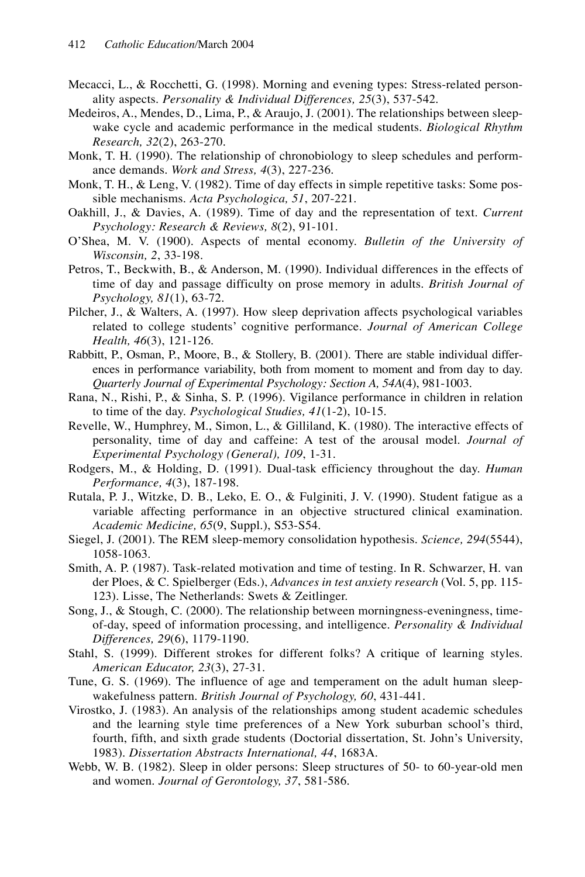Mecacci, L., & Rocchetti, G. (1998). Morning and evening types: Stress-related personality aspects. *Personality & Individual Differences, 25*(3), 537-542.

Medeiros, A., Mendes, D., Lima, P., & Araujo, J. (2001). The relationships between sleep-wake cycle and academic performance in the medical students. *Biological Rhythm Research, 32*(2), 263-270.

Monk, T. H. (1990). The relationship of chronobiology to sleep schedules and performance demands. *Work and Stress, 4*(3), 227-236.

Monk, T. H., & Leng, V. (1982). Time of day effects in simple repetitive tasks: Some possible mechanisms. *Acta Psychologica, 51*, 207-221.

Oakhill, J., & Davies, A. (1989). Time of day and the representation of text. *Current Psychology: Research & Reviews, 8*(2), 91-101.

O'Shea, M. V. (1900). Aspects of mental economy. *Bulletin of the University of Wisconsin, 2*, 33-198.

Petros, T., Beckwith, B., & Anderson, M. (1990). Individual differences in the effects of time of day and passage difficulty on prose memory in adults. *British Journal of Psychology, 81*(1), 63-72.

Pilcher, J., & Walters, A. (1997). How sleep deprivation affects psychological variables related to college students' cognitive performance. *Journal of American College Health, 46*(3), 121-126.

Rabbitt, P., Osman, P., Moore, B., & Stollery, B. (2001). There are stable individual differences in performance variability, both from moment to moment and from day to day. *Quarterly Journal of Experimental Psychology: Section A, 54A*(4), 981-1003.

Rana, N., Rishi, P., & Sinha, S. P. (1996). Vigilance performance in children in relation to time of the day. *Psychological Studies, 41*(1-2), 10-15.

Revelle, W., Humphrey, M., Simon, L., & Gilliland, K. (1980). The interactive effects of personality, time of day and caffeine: A test of the arousal model. *Journal of Experimental Psychology (General), 109*, 1-31.

Rodgers, M., & Holding, D. (1991). Dual-task efficiency throughout the day. *Human Performance, 4*(3), 187-198.

Rutala, P. J., Witzke, D. B., Leko, E. O., & Fulginiti, J. V. (1990). Student fatigue as a variable affecting performance in an objective structured clinical examination. *Academic Medicine, 65*(9, Suppl.), S53-S54.

Siegel, J. (2001). The REM sleep-memory consolidation hypothesis. *Science, 294*(5544), 1058-1063.

Smith, A. P. (1987). Task-related motivation and time of testing. In R. Schwarzer, H. van der Ploes, & C. Spielberger (Eds.), *Advances in test anxiety research* (Vol. 5, pp. 115-123). Lisse, The Netherlands: Swets & Zeitlinger.

Song, J., & Stough, C. (2000). The relationship between morningness-eveningness, time-of-day, speed of information processing, and intelligence. *Personality & Individual Differences, 29*(6), 1179-1190.

Stahl, S. (1999). Different strokes for different folks? A critique of learning styles. *American Educator, 23*(3), 27-31.

Tune, G. S. (1969). The influence of age and temperament on the adult human sleep-wakefulness pattern. *British Journal of Psychology, 60*, 431-441.

Virostko, J. (1983). An analysis of the relationships among student academic schedules and the learning style time preferences of a New York suburban school's third, fourth, fifth, and sixth grade students (Doctorial dissertation, St. John's University, 1983). *Dissertation Abstracts International, 44*, 1683A.

Webb, W. B. (1982). Sleep in older persons: Sleep structures of 50- to 60-year-old men and women. *Journal of Gerontology, 37*, 581-586.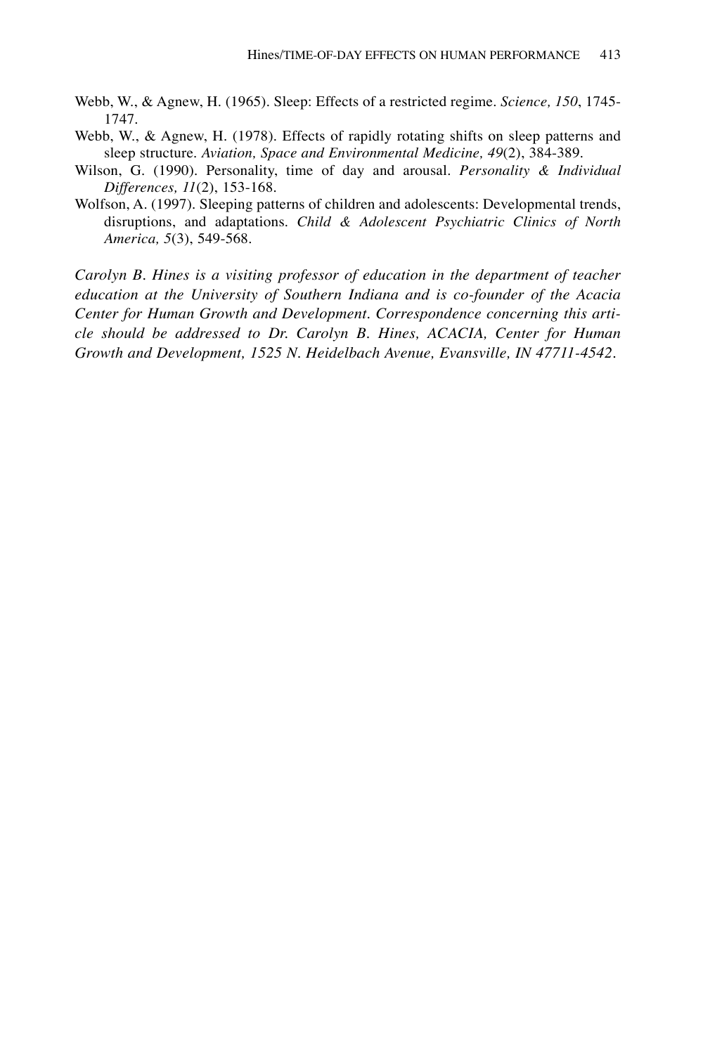Webb, W., & Agnew, H. (1965). Sleep: Effects of a restricted regime. *Science, 150*, 1745-1747.

Webb, W., & Agnew, H. (1978). Effects of rapidly rotating shifts on sleep patterns and sleep structure. *Aviation, Space and Environmental Medicine, 49*(2), 384-389.

Wilson, G. (1990). Personality, time of day and arousal. *Personality & Individual Differences, 11*(2), 153-168.

Wolfson, A. (1997). Sleeping patterns of children and adolescents: Developmental trends, disruptions, and adaptations. *Child & Adolescent Psychiatric Clinics of North America, 5*(3), 549-568.

*Carolyn B. Hines is a visiting professor of education in the department of teacher education at the University of Southern Indiana and is co-founder of the Acacia Center for Human Growth and Development. Correspondence concerning this article should be addressed to Dr. Carolyn B. Hines, ACACIA, Center for Human Growth and Development, 1525 N. Heidelbach Avenue, Evansville, IN 47711-4542.*